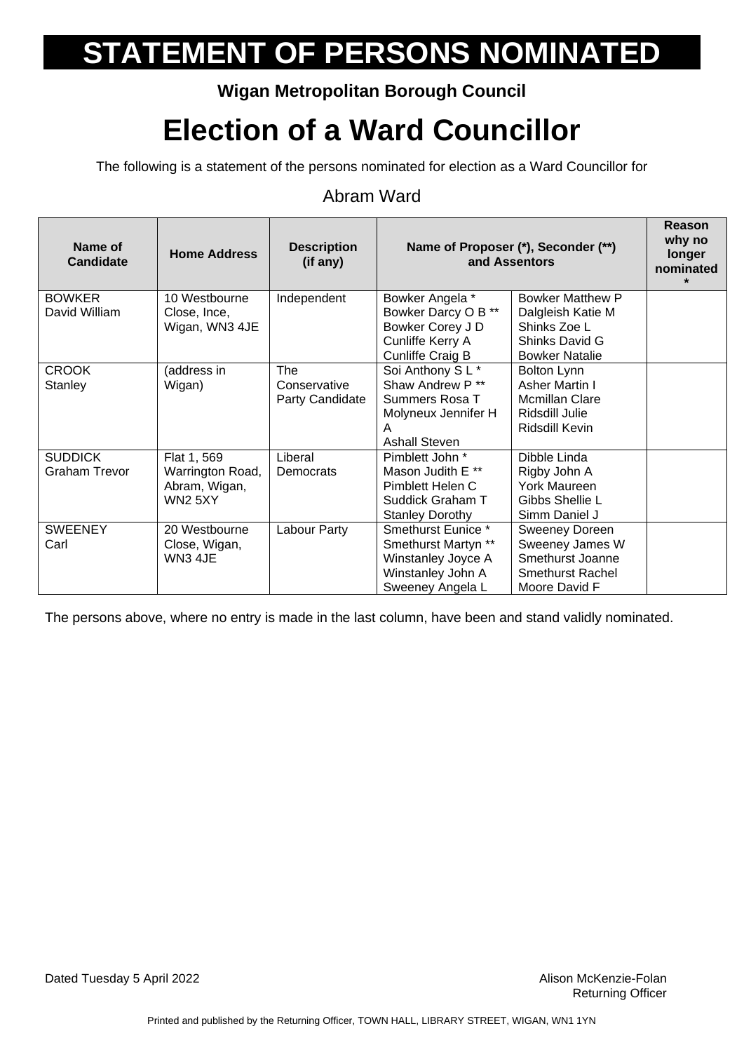# STATEMENT OF PERSONS NOMINATED

**Wigan Metropolitan Borough Council**

# Election of a Ward Councillor

The following is a statement of the persons nominated for election as a Ward Councillor for

## Abram Ward

| Name of Candidate | Home Address | Description (if any) | Name of Proposer (*), Seconder (**) and Assentors | | Reason why no longer nominated* |
|---|---|---|---|---|---|
| BOWKER David William | 10 Westbourne Close, Ince, Wigan, WN3 4JE | Independent | Bowker Angela * Bowker Darcy O B ** Bowker Corey J D Cunliffe Kerry A Cunliffe Craig B | Bowker Matthew P Dalgleish Katie M Shinks Zoe L Shinks David G Bowker Natalie | |
| CROOK Stanley | (address in Wigan) | The Conservative Party Candidate | Soi Anthony S L * Shaw Andrew P ** Summers Rosa T Molyneux Jennifer H A Ashall Steven | Bolton Lynn Asher Martin I Mcmillan Clare Ridsdill Julie Ridsdill Kevin | |
| SUDDICK Graham Trevor | Flat 1, 569 Warrington Road, Abram, Wigan, WN2 5XY | Liberal Democrats | Pimblett John * Mason Judith E ** Pimblett Helen C Suddick Graham T Stanley Dorothy | Dibble Linda Rigby John A York Maureen Gibbs Shellie L Simm Daniel J | |
| SWEENEY Carl | 20 Westbourne Close, Wigan, WN3 4JE | Labour Party | Smethurst Eunice * Smethurst Martyn ** Winstanley Joyce A Winstanley John A Sweeney Angela L | Sweeney Doreen Sweeney James W Smethurst Joanne Smethurst Rachel Moore David F | |

The persons above, where no entry is made in the last column, have been and stand validly nominated.

Dated Tuesday 5 April 2022

Alison McKenzie-Folan
Returning Officer

Printed and published by the Returning Officer, TOWN HALL, LIBRARY STREET, WIGAN, WN1 1YN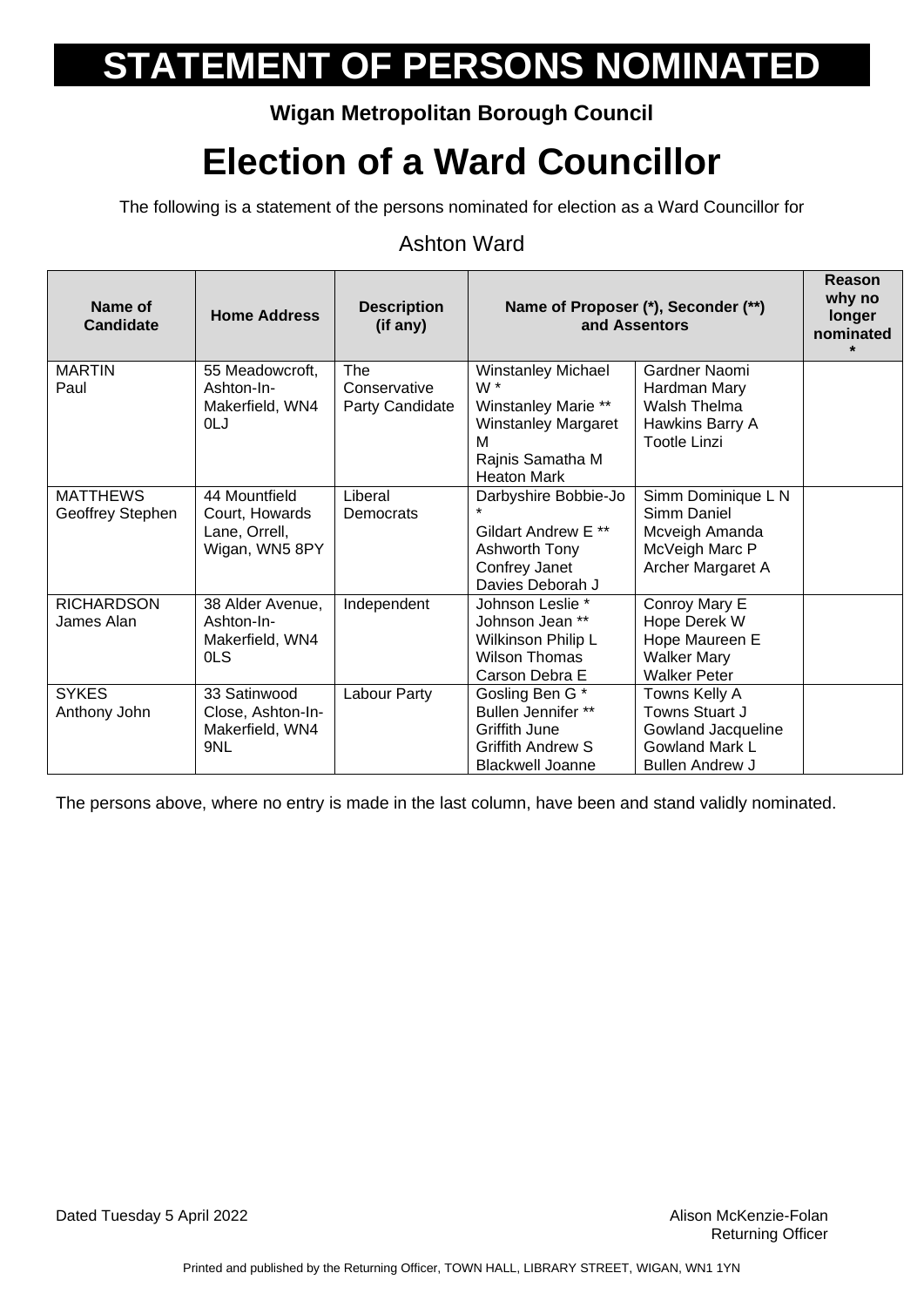# STATEMENT OF PERSONS NOMINATED

**Wigan Metropolitan Borough Council**

# Election of a Ward Councillor

The following is a statement of the persons nominated for election as a Ward Councillor for

## Ashton Ward

| Name of Candidate | Home Address | Description (if any) | Name of Proposer (*), Seconder (**) and Assentors | | Reason why no longer nominated * |
|---|---|---|---|---|---|
| MARTIN Paul | 55 Meadowcroft, Ashton-In-Makerfield, WN4 0LJ | The Conservative Party Candidate | Winstanley Michael W * Winstanley Marie ** Winstanley Margaret M Rajnis Samatha M Heaton Mark | Gardner Naomi Hardman Mary Walsh Thelma Hawkins Barry A Tootle Linzi | |
| MATTHEWS Geoffrey Stephen | 44 Mountfield Court, Howards Lane, Orrell, Wigan, WN5 8PY | Liberal Democrats | Darbyshire Bobbie-Jo * Gildart Andrew E ** Ashworth Tony Confrey Janet Davies Deborah J | Simm Dominique L N Simm Daniel Mcveigh Amanda McVeigh Marc P Archer Margaret A | |
| RICHARDSON James Alan | 38 Alder Avenue, Ashton-In-Makerfield, WN4 0LS | Independent | Johnson Leslie * Johnson Jean ** Wilkinson Philip L Wilson Thomas Carson Debra E | Conroy Mary E Hope Derek W Hope Maureen E Walker Mary Walker Peter | |
| SYKES Anthony John | 33 Satinwood Close, Ashton-In-Makerfield, WN4 9NL | Labour Party | Gosling Ben G * Bullen Jennifer ** Griffith June Griffith Andrew S Blackwell Joanne | Towns Kelly A Towns Stuart J Gowland Jacqueline Gowland Mark L Bullen Andrew J | |

The persons above, where no entry is made in the last column, have been and stand validly nominated.

Dated Tuesday 5 April 2022

Alison McKenzie-Folan
Returning Officer

Printed and published by the Returning Officer, TOWN HALL, LIBRARY STREET, WIGAN, WN1 1YN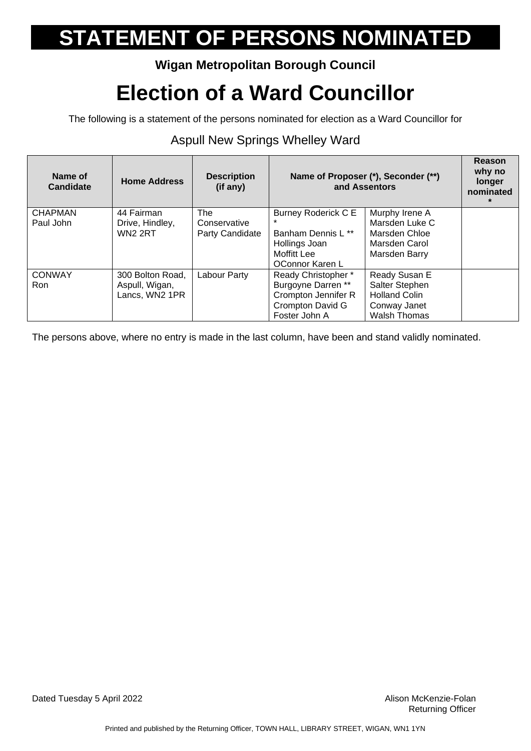# STATEMENT OF PERSONS NOMINATED

**Wigan Metropolitan Borough Council**

# Election of a Ward Councillor

The following is a statement of the persons nominated for election as a Ward Councillor for

## Aspull New Springs Whelley Ward

| Name of Candidate | Home Address | Description (if any) | Name of Proposer (*), Seconder (**) and Assentors | | Reason why no longer nominated * |
|---|---|---|---|---|---|
| CHAPMAN Paul John | 44 Fairman Drive, Hindley, WN2 2RT | The Conservative Party Candidate | Burney Roderick C E *<br>Banham Dennis L **<br>Hollings Joan<br>Moffitt Lee<br>OConnor Karen L | Murphy Irene A<br>Marsden Luke C<br>Marsden Chloe<br>Marsden Carol<br>Marsden Barry | |
| CONWAY Ron | 300 Bolton Road, Aspull, Wigan, Lancs, WN2 1PR | Labour Party | Ready Christopher *<br>Burgoyne Darren **<br>Crompton Jennifer R<br>Crompton David G<br>Foster John A | Ready Susan E<br>Salter Stephen<br>Holland Colin<br>Conway Janet<br>Walsh Thomas | |

The persons above, where no entry is made in the last column, have been and stand validly nominated.

Dated Tuesday 5 April 2022

Alison McKenzie-Folan
Returning Officer

Printed and published by the Returning Officer, TOWN HALL, LIBRARY STREET, WIGAN, WN1 1YN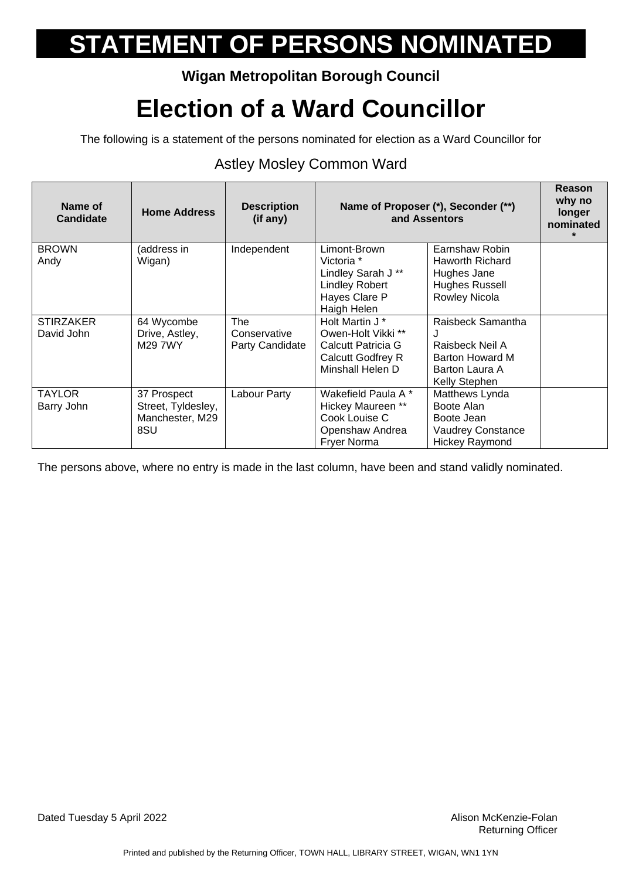# STATEMENT OF PERSONS NOMINATED

**Wigan Metropolitan Borough Council**

# Election of a Ward Councillor

The following is a statement of the persons nominated for election as a Ward Councillor for

## Astley Mosley Common Ward

| Name of Candidate | Home Address | Description (if any) | Name of Proposer (*), Seconder (**) and Assentors | | Reason why no longer nominated * |
|---|---|---|---|---|---|
| BROWN<br>Andy | (address in Wigan) | Independent | Limont-Brown Victoria *<br>Lindley Sarah J **<br>Lindley Robert<br>Hayes Clare P<br>Haigh Helen | Earnshaw Robin<br>Haworth Richard<br>Hughes Jane<br>Hughes Russell<br>Rowley Nicola | |
| STIRZAKER<br>David John | 64 Wycombe Drive, Astley, M29 7WY | The Conservative Party Candidate | Holt Martin J *<br>Owen-Holt Vikki **<br>Calcutt Patricia G<br>Calcutt Godfrey R<br>Minshall Helen D | Raisbeck Samantha J<br>Raisbeck Neil A<br>Barton Howard M<br>Barton Laura A<br>Kelly Stephen | |
| TAYLOR<br>Barry John | 37 Prospect Street, Tyldesley, Manchester, M29 8SU | Labour Party | Wakefield Paula A *<br>Hickey Maureen **<br>Cook Louise C<br>Openshaw Andrea<br>Fryer Norma | Matthews Lynda<br>Boote Alan<br>Boote Jean<br>Vaudrey Constance<br>Hickey Raymond | |

The persons above, where no entry is made in the last column, have been and stand validly nominated.

Dated Tuesday 5 April 2022

Alison McKenzie-Folan
Returning Officer

Printed and published by the Returning Officer, TOWN HALL, LIBRARY STREET, WIGAN, WN1 1YN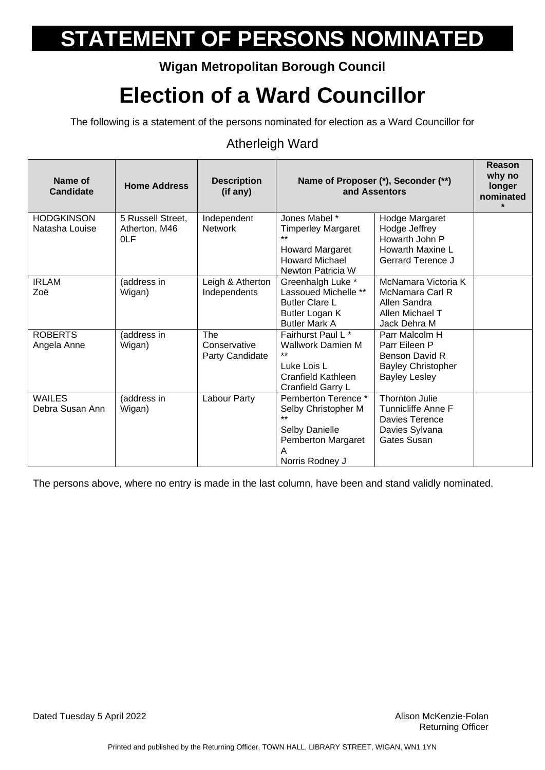# STATEMENT OF PERSONS NOMINATED

**Wigan Metropolitan Borough Council**

# Election of a Ward Councillor

The following is a statement of the persons nominated for election as a Ward Councillor for

## Atherleigh Ward

| Name of Candidate | Home Address | Description (if any) | Name of Proposer (*), Seconder (**) and Assentors | | Reason why no longer nominated * |
|---|---|---|---|---|---|
| HODGKINSON Natasha Louise | 5 Russell Street, Atherton, M46 0LF | Independent Network | Jones Mabel * <br> Timperley Margaret ** <br> Howard Margaret <br> Howard Michael <br> Newton Patricia W | Hodge Margaret <br> Hodge Jeffrey <br> Howarth John P <br> Howarth Maxine L <br> Gerrard Terence J | |
| IRLAM Zoë | (address in Wigan) | Leigh & Atherton Independents | Greenhalgh Luke * <br> Lassoued Michelle ** <br> Butler Clare L <br> Butler Logan K <br> Butler Mark A | McNamara Victoria K <br> McNamara Carl R <br> Allen Sandra <br> Allen Michael T <br> Jack Dehra M | |
| ROBERTS Angela Anne | (address in Wigan) | The Conservative Party Candidate | Fairhurst Paul L * <br> Wallwork Damien M ** <br> Luke Lois L <br> Cranfield Kathleen <br> Cranfield Garry L | Parr Malcolm H <br> Parr Eileen P <br> Benson David R <br> Bayley Christopher <br> Bayley Lesley | |
| WAILES Debra Susan Ann | (address in Wigan) | Labour Party | Pemberton Terence * <br> Selby Christopher M ** <br> Selby Danielle <br> Pemberton Margaret A <br> Norris Rodney J | Thornton Julie <br> Tunnicliffe Anne F <br> Davies Terence <br> Davies Sylvana <br> Gates Susan | |

The persons above, where no entry is made in the last column, have been and stand validly nominated.

Dated Tuesday 5 April 2022

Alison McKenzie-Folan
Returning Officer

Printed and published by the Returning Officer, TOWN HALL, LIBRARY STREET, WIGAN, WN1 1YN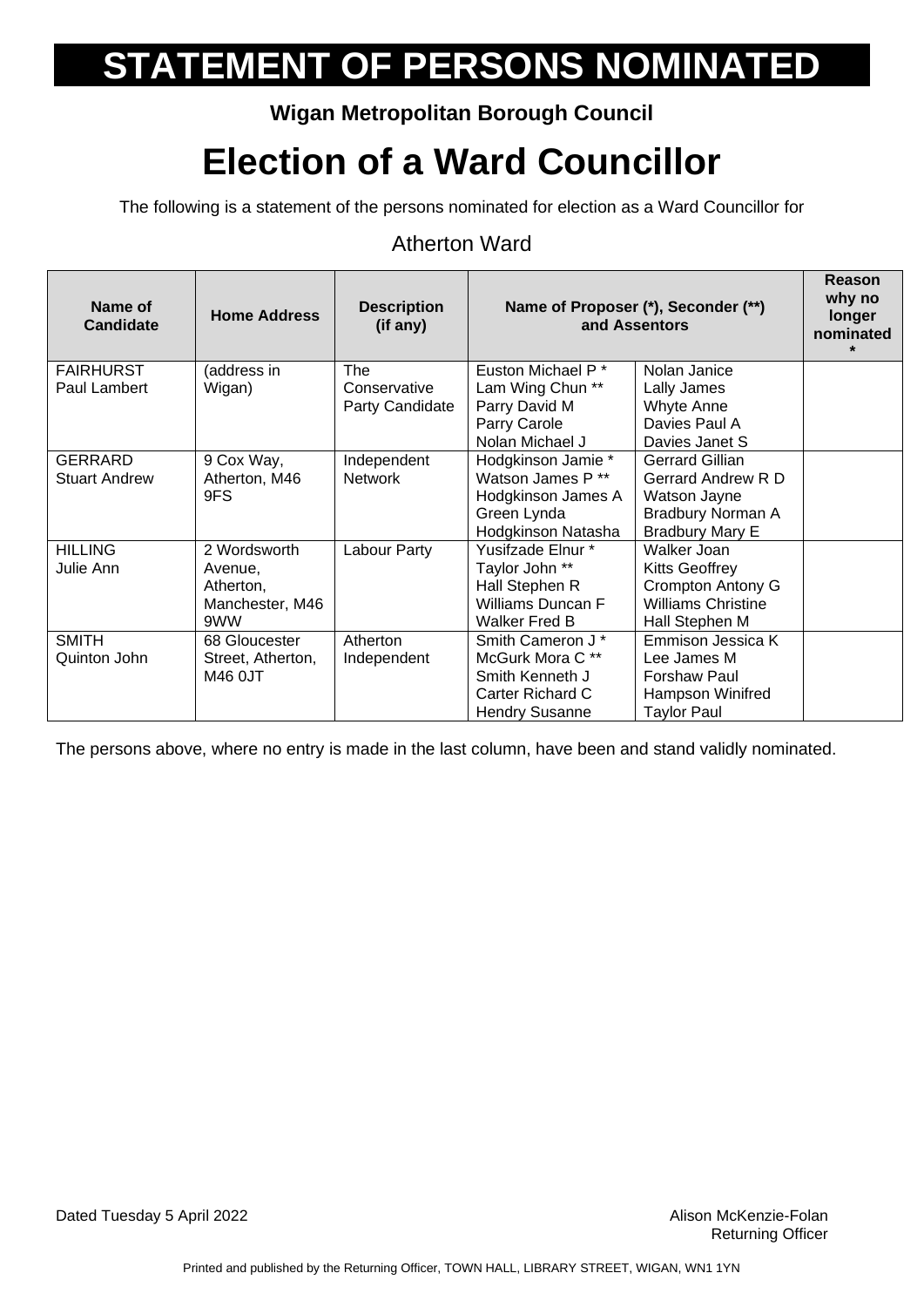# STATEMENT OF PERSONS NOMINATED

**Wigan Metropolitan Borough Council**

# Election of a Ward Councillor

The following is a statement of the persons nominated for election as a Ward Councillor for

## Atherton Ward

| Name of Candidate | Home Address | Description (if any) | Name of Proposer (*), Seconder (**) and Assentors | | Reason why no longer nominated * |
|---|---|---|---|---|---|
| FAIRHURST Paul Lambert | (address in Wigan) | The Conservative Party Candidate | Euston Michael P *<br>Lam Wing Chun **<br>Parry David M<br>Parry Carole<br>Nolan Michael J | Nolan Janice<br>Lally James<br>Whyte Anne<br>Davies Paul A<br>Davies Janet S | |
| GERRARD Stuart Andrew | 9 Cox Way, Atherton, M46 9FS | Independent Network | Hodgkinson Jamie *<br>Watson James P **<br>Hodgkinson James A<br>Green Lynda<br>Hodgkinson Natasha | Gerrard Gillian<br>Gerrard Andrew R D<br>Watson Jayne<br>Bradbury Norman A<br>Bradbury Mary E | |
| HILLING Julie Ann | 2 Wordsworth Avenue, Atherton, Manchester, M46 9WW | Labour Party | Yusifzade Elnur *<br>Taylor John **<br>Hall Stephen R<br>Williams Duncan F<br>Walker Fred B | Walker Joan<br>Kitts Geoffrey<br>Crompton Antony G<br>Williams Christine<br>Hall Stephen M | |
| SMITH Quinton John | 68 Gloucester Street, Atherton, M46 0JT | Atherton Independent | Smith Cameron J *<br>McGurk Mora C **<br>Smith Kenneth J<br>Carter Richard C<br>Hendry Susanne | Emmison Jessica K<br>Lee James M<br>Forshaw Paul<br>Hampson Winifred<br>Taylor Paul | |

The persons above, where no entry is made in the last column, have been and stand validly nominated.

Dated Tuesday 5 April 2022

Alison McKenzie-Folan
Returning Officer

Printed and published by the Returning Officer, TOWN HALL, LIBRARY STREET, WIGAN, WN1 1YN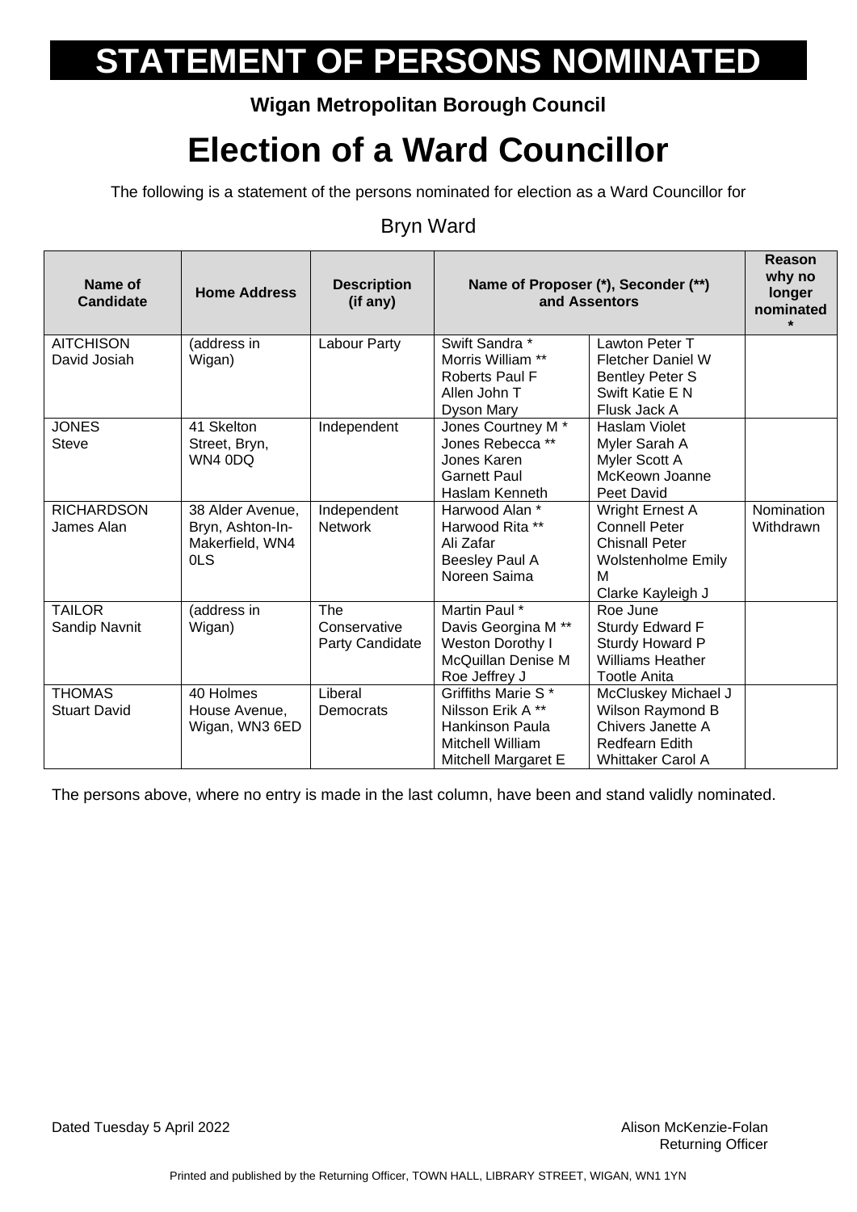# STATEMENT OF PERSONS NOMINATED

**Wigan Metropolitan Borough Council**

# Election of a Ward Councillor

The following is a statement of the persons nominated for election as a Ward Councillor for

Bryn Ward

| Name of Candidate | Home Address | Description (if any) | Name of Proposer (*), Seconder (**) and Assentors | | Reason why no longer nominated * |
|---|---|---|---|---|---|
| AITCHISON David Josiah | (address in Wigan) | Labour Party | Swift Sandra * <br> Morris William ** <br> Roberts Paul F <br> Allen John T <br> Dyson Mary | Lawton Peter T <br> Fletcher Daniel W <br> Bentley Peter S <br> Swift Katie E N <br> Flusk Jack A | |
| JONES Steve | 41 Skelton Street, Bryn, WN4 0DQ | Independent | Jones Courtney M * <br> Jones Rebecca ** <br> Jones Karen <br> Garnett Paul <br> Haslam Kenneth | Haslam Violet <br> Myler Sarah A <br> Myler Scott A <br> McKeown Joanne <br> Peet David | |
| RICHARDSON James Alan | 38 Alder Avenue, Bryn, Ashton-In-Makerfield, WN4 0LS | Independent Network | Harwood Alan * <br> Harwood Rita ** <br> Ali Zafar <br> Beesley Paul A <br> Noreen Saima | Wright Ernest A <br> Connell Peter <br> Chisnall Peter <br> Wolstenholme Emily M <br> Clarke Kayleigh J | Nomination Withdrawn |
| TAILOR Sandip Navnit | (address in Wigan) | The Conservative Party Candidate | Martin Paul * <br> Davis Georgina M ** <br> Weston Dorothy I <br> McQuillan Denise M <br> Roe Jeffrey J | Roe June <br> Sturdy Edward F <br> Sturdy Howard P <br> Williams Heather <br> Tootle Anita | |
| THOMAS Stuart David | 40 Holmes House Avenue, Wigan, WN3 6ED | Liberal Democrats | Griffiths Marie S * <br> Nilsson Erik A ** <br> Hankinson Paula <br> Mitchell William <br> Mitchell Margaret E | McCluskey Michael J <br> Wilson Raymond B <br> Chivers Janette A <br> Redfearn Edith <br> Whittaker Carol A | |

The persons above, where no entry is made in the last column, have been and stand validly nominated.

Dated Tuesday 5 April 2022

Alison McKenzie-Folan
Returning Officer

Printed and published by the Returning Officer, TOWN HALL, LIBRARY STREET, WIGAN, WN1 1YN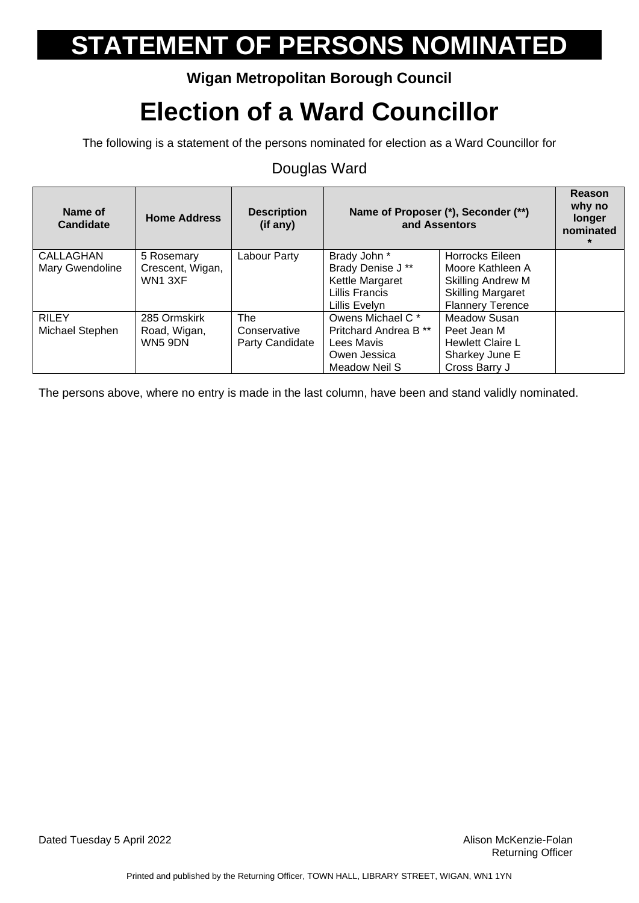# STATEMENT OF PERSONS NOMINATED

**Wigan Metropolitan Borough Council**

# Election of a Ward Councillor

The following is a statement of the persons nominated for election as a Ward Councillor for

## Douglas Ward

| Name of Candidate | Home Address | Description (if any) | Name of Proposer (*), Seconder (**) and Assentors | | Reason why no longer nominated * |
|---|---|---|---|---|---|
| CALLAGHAN Mary Gwendoline | 5 Rosemary Crescent, Wigan, WN1 3XF | Labour Party | Brady John * <br> Brady Denise J ** <br> Kettle Margaret <br> Lillis Francis <br> Lillis Evelyn | Horrocks Eileen <br> Moore Kathleen A <br> Skilling Andrew M <br> Skilling Margaret <br> Flannery Terence | |
| RILEY Michael Stephen | 285 Ormskirk Road, Wigan, WN5 9DN | The Conservative Party Candidate | Owens Michael C * <br> Pritchard Andrea B ** <br> Lees Mavis <br> Owen Jessica <br> Meadow Neil S | Meadow Susan <br> Peet Jean M <br> Hewlett Claire L <br> Sharkey June E <br> Cross Barry J | |

The persons above, where no entry is made in the last column, have been and stand validly nominated.

Dated Tuesday 5 April 2022

Alison McKenzie-Folan
Returning Officer

Printed and published by the Returning Officer, TOWN HALL, LIBRARY STREET, WIGAN, WN1 1YN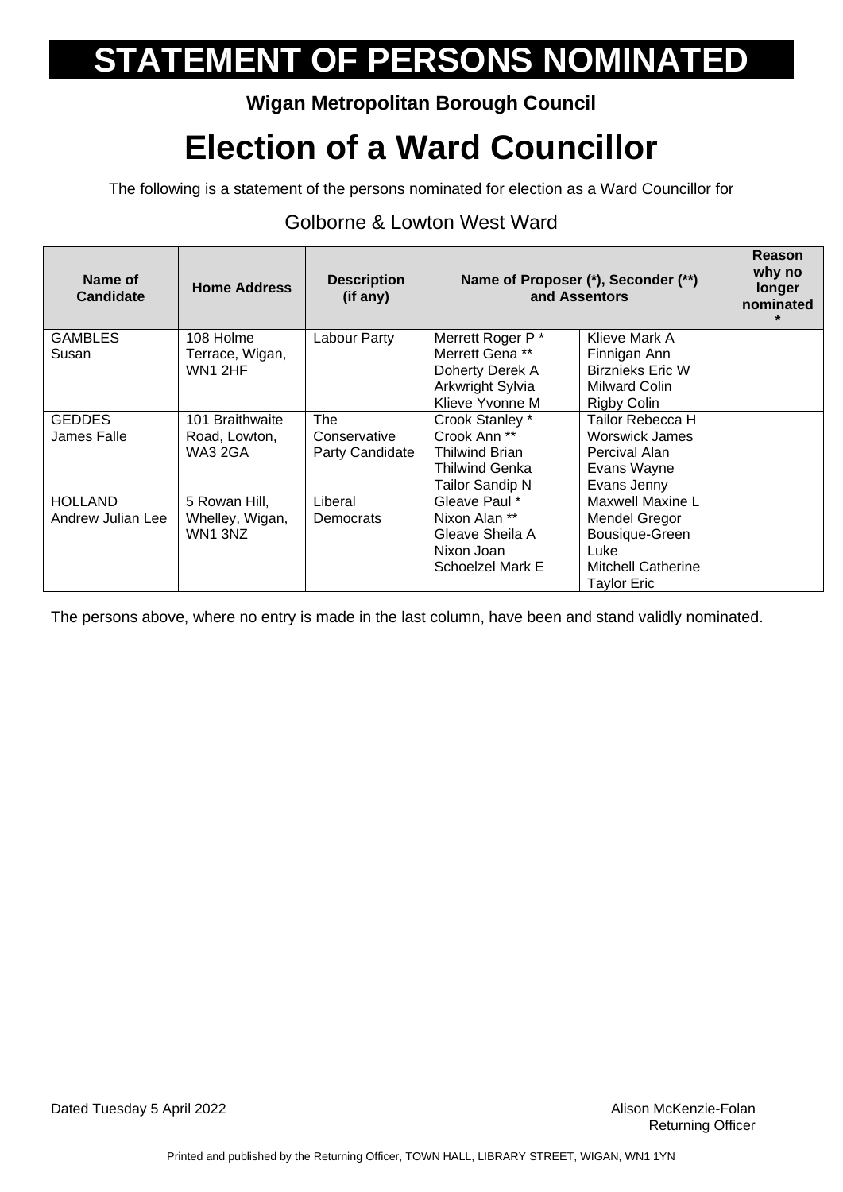# STATEMENT OF PERSONS NOMINATED

**Wigan Metropolitan Borough Council**

# Election of a Ward Councillor

The following is a statement of the persons nominated for election as a Ward Councillor for

Golborne & Lowton West Ward

| Name of Candidate | Home Address | Description (if any) | Name of Proposer (*), Seconder (**) and Assentors | | Reason why no longer nominated * |
|---|---|---|---|---|---|
| GAMBLES Susan | 108 Holme Terrace, Wigan, WN1 2HF | Labour Party | Merrett Roger P *<br>Merrett Gena **<br>Doherty Derek A<br>Arkwright Sylvia<br>Klieve Yvonne M | Klieve Mark A<br>Finnigan Ann<br>Birznieks Eric W<br>Milward Colin<br>Rigby Colin | |
| GEDDES James Falle | 101 Braithwaite Road, Lowton, WA3 2GA | The Conservative Party Candidate | Crook Stanley *<br>Crook Ann **<br>Thilwind Brian<br>Thilwind Genka<br>Tailor Sandip N | Tailor Rebecca H<br>Worswick James<br>Percival Alan<br>Evans Wayne<br>Evans Jenny | |
| HOLLAND Andrew Julian Lee | 5 Rowan Hill, Whelley, Wigan, WN1 3NZ | Liberal Democrats | Gleave Paul *<br>Nixon Alan **<br>Gleave Sheila A<br>Nixon Joan<br>Schoelzel Mark E | Maxwell Maxine L<br>Mendel Gregor<br>Bousique-Green Luke<br>Mitchell Catherine<br>Taylor Eric | |

The persons above, where no entry is made in the last column, have been and stand validly nominated.

Dated Tuesday 5 April 2022

Alison McKenzie-Folan
Returning Officer

Printed and published by the Returning Officer, TOWN HALL, LIBRARY STREET, WIGAN, WN1 1YN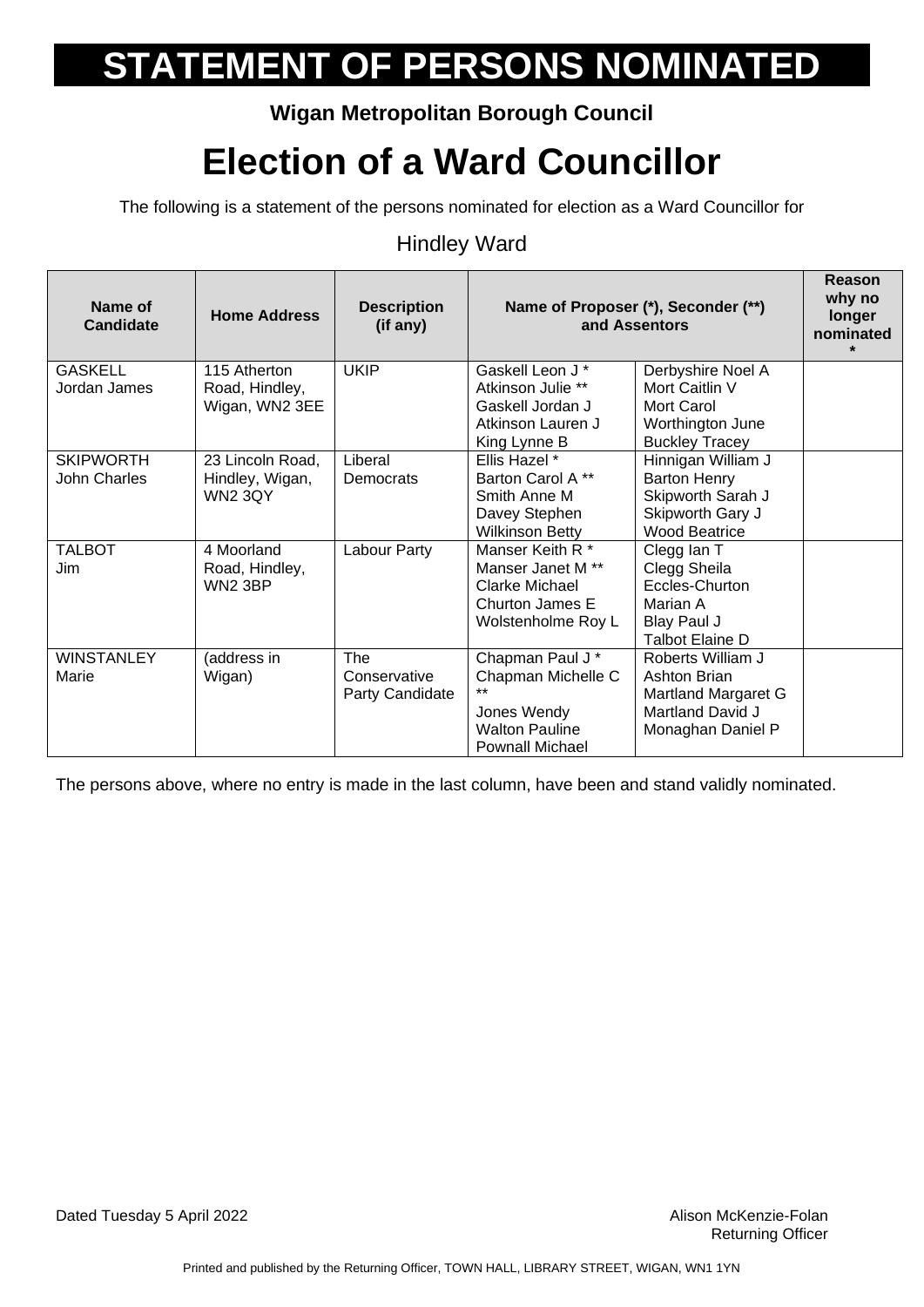# STATEMENT OF PERSONS NOMINATED

**Wigan Metropolitan Borough Council**

# Election of a Ward Councillor

The following is a statement of the persons nominated for election as a Ward Councillor for

## Hindley Ward

| Name of Candidate | Home Address | Description (if any) | Name of Proposer (*), Seconder (**) and Assentors | | Reason why no longer nominated * |
|---|---|---|---|---|---|
| GASKELL Jordan James | 115 Atherton Road, Hindley, Wigan, WN2 3EE | UKIP | Gaskell Leon J * Atkinson Julie ** Gaskell Jordan J Atkinson Lauren J King Lynne B | Derbyshire Noel A Mort Caitlin V Mort Carol Worthington June Buckley Tracey | |
| SKIPWORTH John Charles | 23 Lincoln Road, Hindley, Wigan, WN2 3QY | Liberal Democrats | Ellis Hazel * Barton Carol A ** Smith Anne M Davey Stephen Wilkinson Betty | Hinnigan William J Barton Henry Skipworth Sarah J Skipworth Gary J Wood Beatrice | |
| TALBOT Jim | 4 Moorland Road, Hindley, WN2 3BP | Labour Party | Manser Keith R * Manser Janet M ** Clarke Michael Churton James E Wolstenholme Roy L | Clegg Ian T Clegg Sheila Eccles-Churton Marian A Blay Paul J Talbot Elaine D | |
| WINSTANLEY Marie | (address in Wigan) | The Conservative Party Candidate | Chapman Paul J * Chapman Michelle C ** Jones Wendy Walton Pauline Pownall Michael | Roberts William J Ashton Brian Martland Margaret G Martland David J Monaghan Daniel P | |

The persons above, where no entry is made in the last column, have been and stand validly nominated.

Dated Tuesday 5 April 2022

Alison McKenzie-Folan
Returning Officer

Printed and published by the Returning Officer, TOWN HALL, LIBRARY STREET, WIGAN, WN1 1YN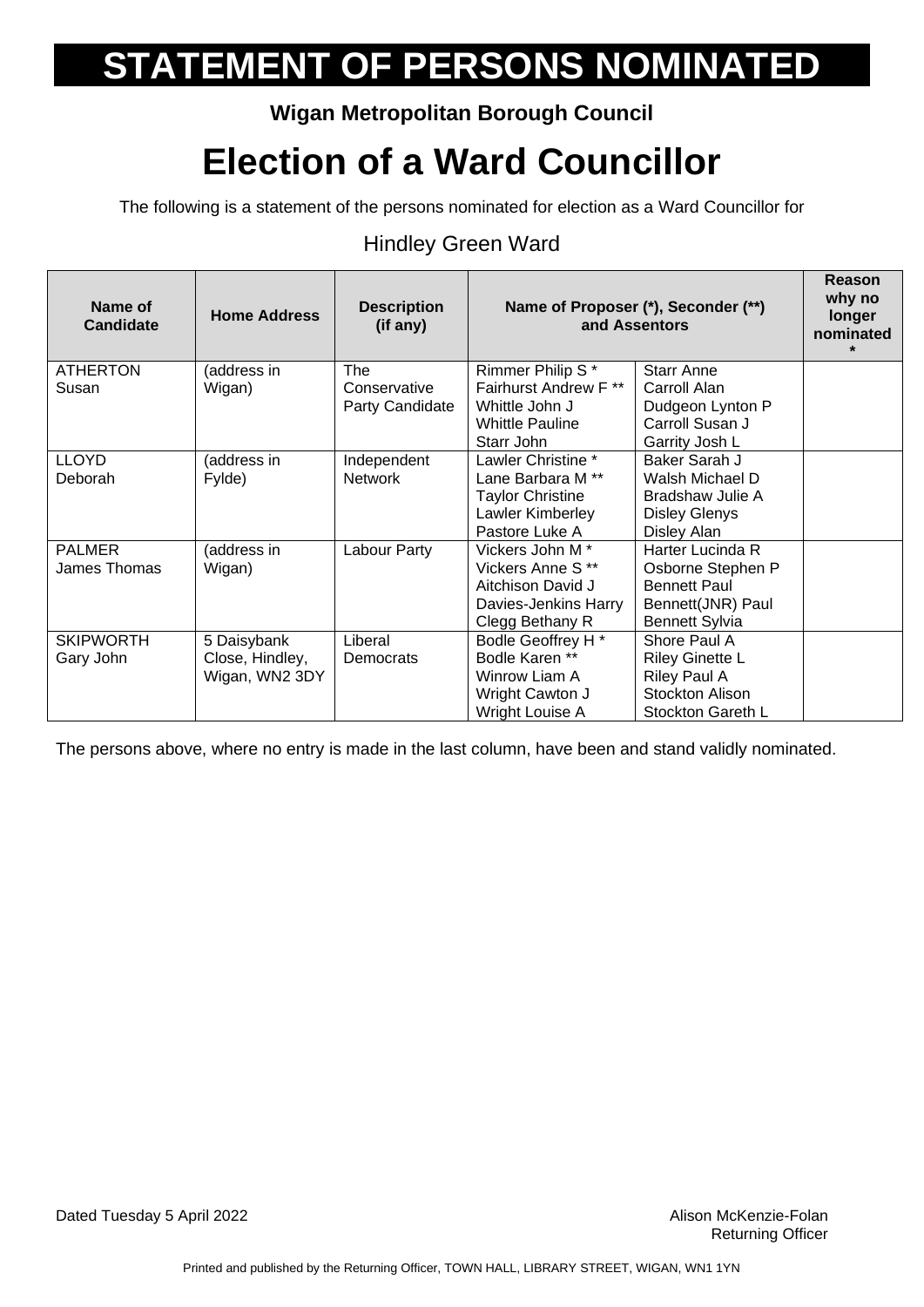# STATEMENT OF PERSONS NOMINATED

**Wigan Metropolitan Borough Council**

## Election of a Ward Councillor

The following is a statement of the persons nominated for election as a Ward Councillor for

Hindley Green Ward

| Name of Candidate | Home Address | Description (if any) | Name of Proposer (*), Seconder (**) and Assentors | | Reason why no longer nominated * |
|---|---|---|---|---|---|
| ATHERTON Susan | (address in Wigan) | The Conservative Party Candidate | Rimmer Philip S *<br>Fairhurst Andrew F **<br>Whittle John J<br>Whittle Pauline<br>Starr John | Starr Anne<br>Carroll Alan<br>Dudgeon Lynton P<br>Carroll Susan J<br>Garrity Josh L | |
| LLOYD Deborah | (address in Fylde) | Independent Network | Lawler Christine *<br>Lane Barbara M **<br>Taylor Christine<br>Lawler Kimberley<br>Pastore Luke A | Baker Sarah J<br>Walsh Michael D<br>Bradshaw Julie A<br>Disley Glenys<br>Disley Alan | |
| PALMER James Thomas | (address in Wigan) | Labour Party | Vickers John M *<br>Vickers Anne S **<br>Aitchison David J<br>Davies-Jenkins Harry<br>Clegg Bethany R | Harter Lucinda R<br>Osborne Stephen P<br>Bennett Paul<br>Bennett(JNR) Paul<br>Bennett Sylvia | |
| SKIPWORTH Gary John | 5 Daisybank Close, Hindley, Wigan, WN2 3DY | Liberal Democrats | Bodle Geoffrey H *<br>Bodle Karen **<br>Winrow Liam A<br>Wright Cawton J<br>Wright Louise A | Shore Paul A<br>Riley Ginette L<br>Riley Paul A<br>Stockton Alison<br>Stockton Gareth L | |

The persons above, where no entry is made in the last column, have been and stand validly nominated.

Dated Tuesday 5 April 2022

Alison McKenzie-Folan
Returning Officer

Printed and published by the Returning Officer, TOWN HALL, LIBRARY STREET, WIGAN, WN1 1YN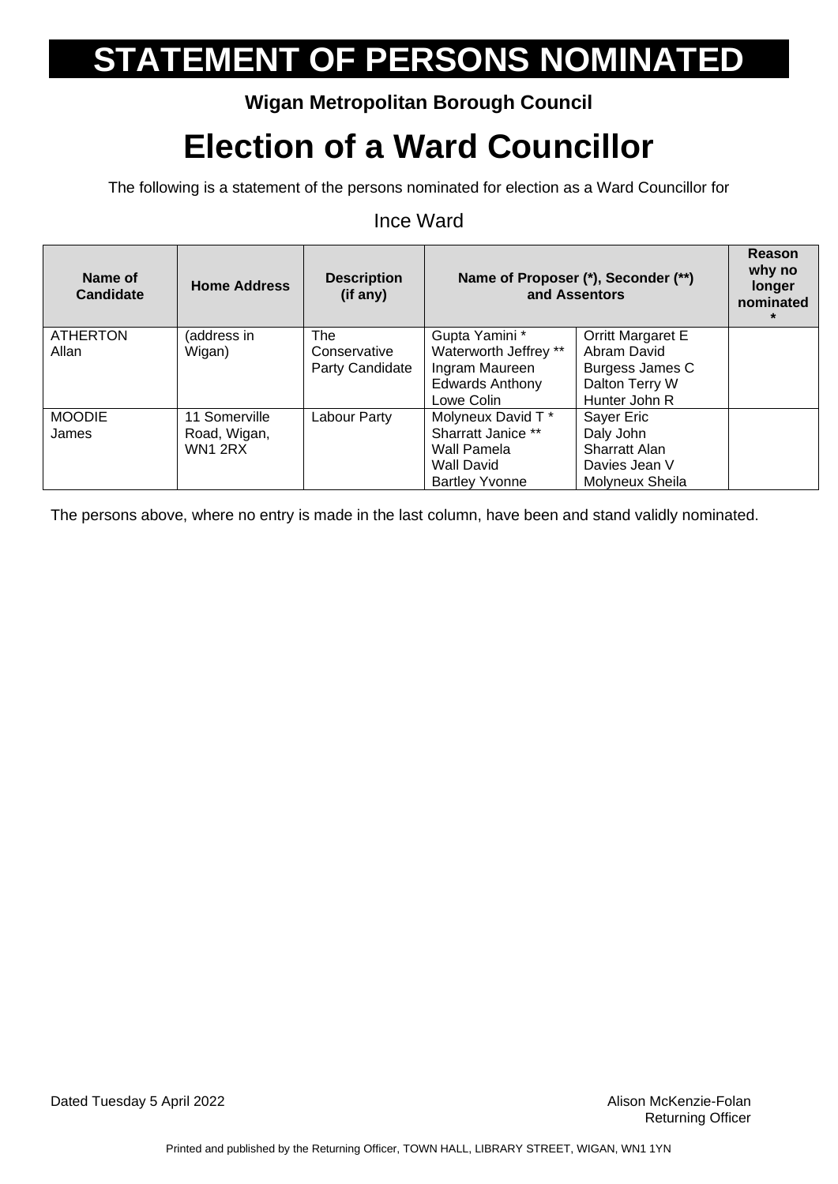# STATEMENT OF PERSONS NOMINATED

**Wigan Metropolitan Borough Council**

# Election of a Ward Councillor

The following is a statement of the persons nominated for election as a Ward Councillor for

Ince Ward

| Name of Candidate | Home Address | Description (if any) | Name of Proposer (*), Seconder (**) and Assentors | | Reason why no longer nominated * |
|---|---|---|---|---|---|
| ATHERTON Allan | (address in Wigan) | The Conservative Party Candidate | Gupta Yamini * Waterworth Jeffrey ** Ingram Maureen Edwards Anthony Lowe Colin | Orritt Margaret E Abram David Burgess James C Dalton Terry W Hunter John R | |
| MOODIE James | 11 Somerville Road, Wigan, WN1 2RX | Labour Party | Molyneux David T * Sharratt Janice ** Wall Pamela Wall David Bartley Yvonne | Sayer Eric Daly John Sharratt Alan Davies Jean V Molyneux Sheila | |

The persons above, where no entry is made in the last column, have been and stand validly nominated.

Dated Tuesday 5 April 2022

Alison McKenzie-Folan
Returning Officer

Printed and published by the Returning Officer, TOWN HALL, LIBRARY STREET, WIGAN, WN1 1YN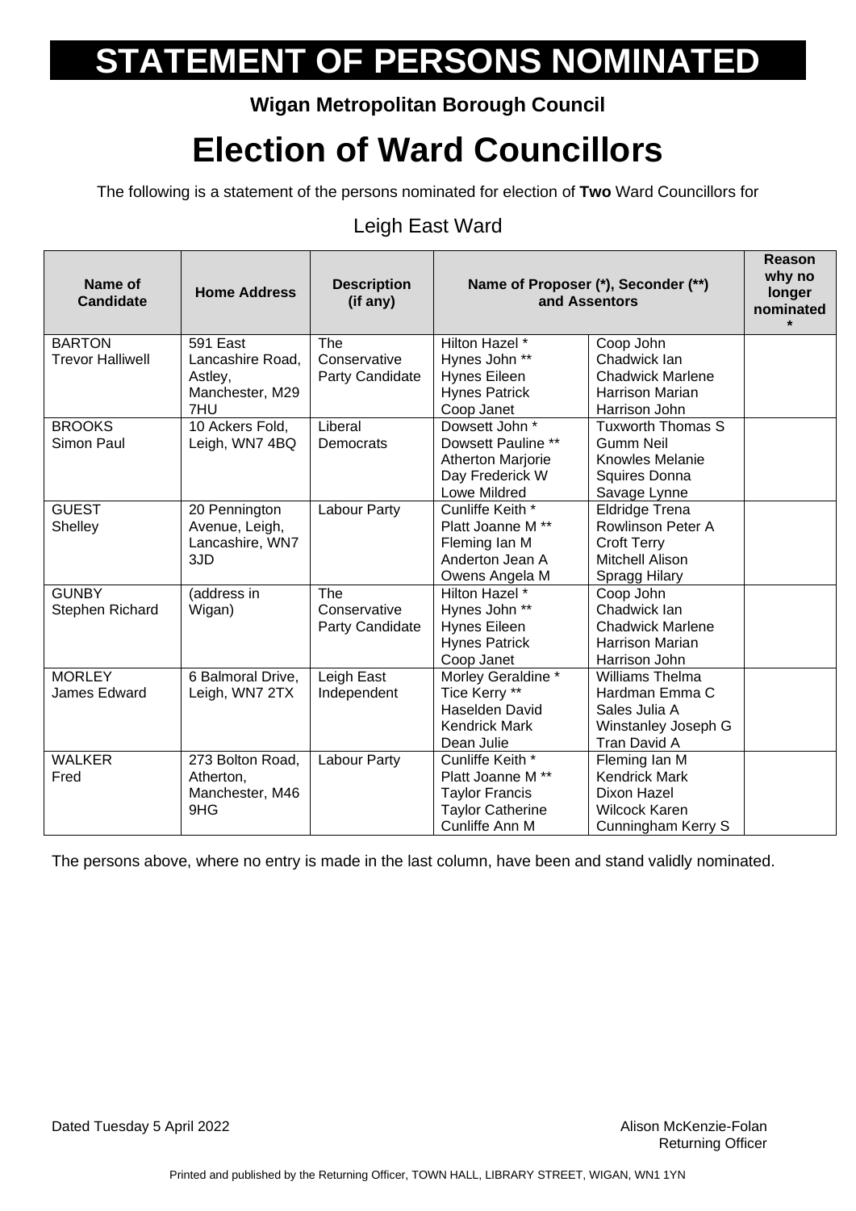# STATEMENT OF PERSONS NOMINATED

**Wigan Metropolitan Borough Council**

# Election of Ward Councillors

The following is a statement of the persons nominated for election of **Two** Ward Councillors for

## Leigh East Ward

| Name of Candidate | Home Address | Description (if any) | Name of Proposer (*), Seconder (**) and Assentors | | Reason why no longer nominated * |
|---|---|---|---|---|---|
| BARTON Trevor Halliwell | 591 East Lancashire Road, Astley, Manchester, M29 7HU | The Conservative Party Candidate | Hilton Hazel * Hynes John ** Hynes Eileen Hynes Patrick Coop Janet | Coop John Chadwick Ian Chadwick Marlene Harrison Marian Harrison John | |
| BROOKS Simon Paul | 10 Ackers Fold, Leigh, WN7 4BQ | Liberal Democrats | Dowsett John * Dowsett Pauline ** Atherton Marjorie Day Frederick W Lowe Mildred | Tuxworth Thomas S Gumm Neil Knowles Melanie Squires Donna Savage Lynne | |
| GUEST Shelley | 20 Pennington Avenue, Leigh, Lancashire, WN7 3JD | Labour Party | Cunliffe Keith * Platt Joanne M ** Fleming Ian M Anderton Jean A Owens Angela M | Eldridge Trena Rowlinson Peter A Croft Terry Mitchell Alison Spragg Hilary | |
| GUNBY Stephen Richard | (address in Wigan) | The Conservative Party Candidate | Hilton Hazel * Hynes John ** Hynes Eileen Hynes Patrick Coop Janet | Coop John Chadwick Ian Chadwick Marlene Harrison Marian Harrison John | |
| MORLEY James Edward | 6 Balmoral Drive, Leigh, WN7 2TX | Leigh East Independent | Morley Geraldine * Tice Kerry ** Haselden David Kendrick Mark Dean Julie | Williams Thelma Hardman Emma C Sales Julia A Winstanley Joseph G Tran David A | |
| WALKER Fred | 273 Bolton Road, Atherton, Manchester, M46 9HG | Labour Party | Cunliffe Keith * Platt Joanne M ** Taylor Francis Taylor Catherine Cunliffe Ann M | Fleming Ian M Kendrick Mark Dixon Hazel Wilcock Karen Cunningham Kerry S | |

The persons above, where no entry is made in the last column, have been and stand validly nominated.

Dated Tuesday 5 April 2022

Alison McKenzie-Folan
Returning Officer

Printed and published by the Returning Officer, TOWN HALL, LIBRARY STREET, WIGAN, WN1 1YN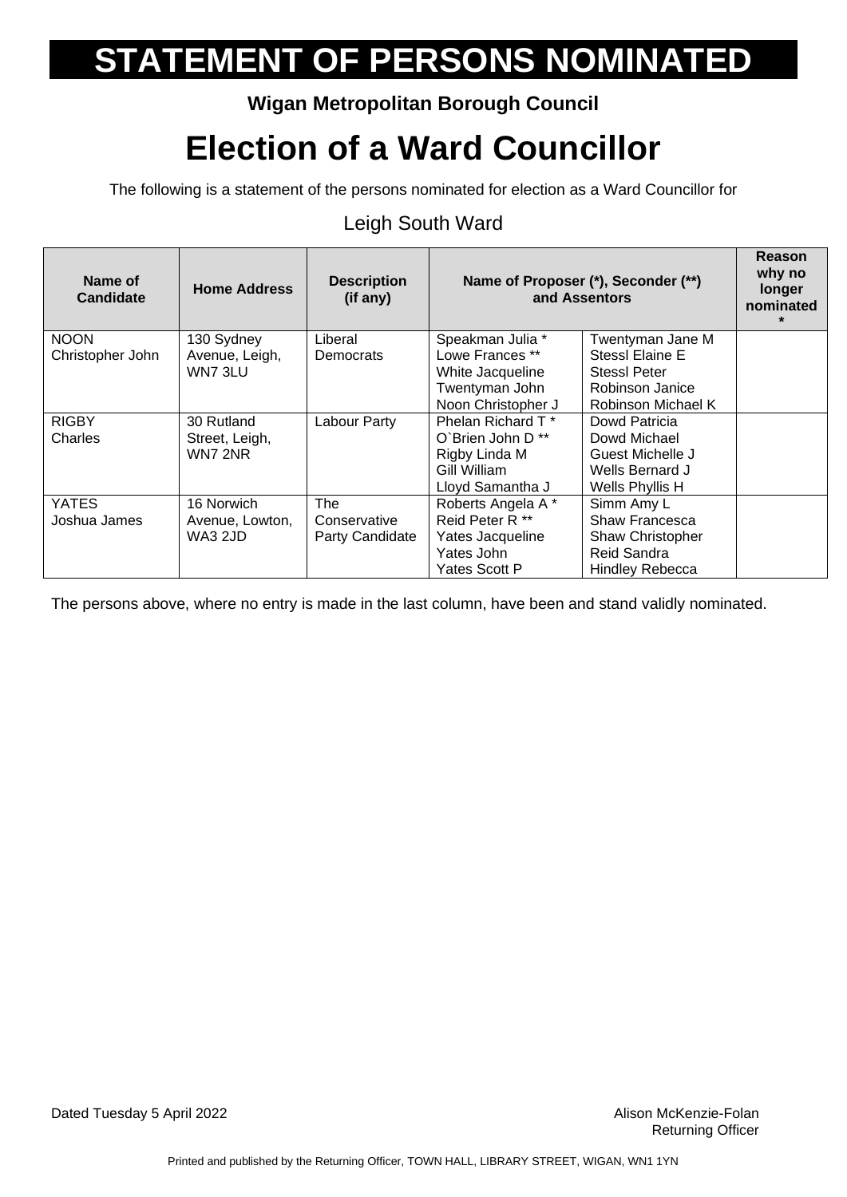# STATEMENT OF PERSONS NOMINATED

**Wigan Metropolitan Borough Council**

# Election of a Ward Councillor

The following is a statement of the persons nominated for election as a Ward Councillor for

Leigh South Ward

| Name of Candidate | Home Address | Description (if any) | Name of Proposer (*), Seconder (**) and Assentors | | Reason why no longer nominated * |
|---|---|---|---|---|---|
| NOON Christopher John | 130 Sydney Avenue, Leigh, WN7 3LU | Liberal Democrats | Speakman Julia * Lowe Frances ** White Jacqueline Twentyman John Noon Christopher J | Twentyman Jane M Stessl Elaine E Stessl Peter Robinson Janice Robinson Michael K | |
| RIGBY Charles | 30 Rutland Street, Leigh, WN7 2NR | Labour Party | Phelan Richard T * O`Brien John D ** Rigby Linda M Gill William Lloyd Samantha J | Dowd Patricia Dowd Michael Guest Michelle J Wells Bernard J Wells Phyllis H | |
| YATES Joshua James | 16 Norwich Avenue, Lowton, WA3 2JD | The Conservative Party Candidate | Roberts Angela A * Reid Peter R ** Yates Jacqueline Yates John Yates Scott P | Simm Amy L Shaw Francesca Shaw Christopher Reid Sandra Hindley Rebecca | |

The persons above, where no entry is made in the last column, have been and stand validly nominated.

Dated Tuesday 5 April 2022

Alison McKenzie-Folan
Returning Officer

Printed and published by the Returning Officer, TOWN HALL, LIBRARY STREET, WIGAN, WN1 1YN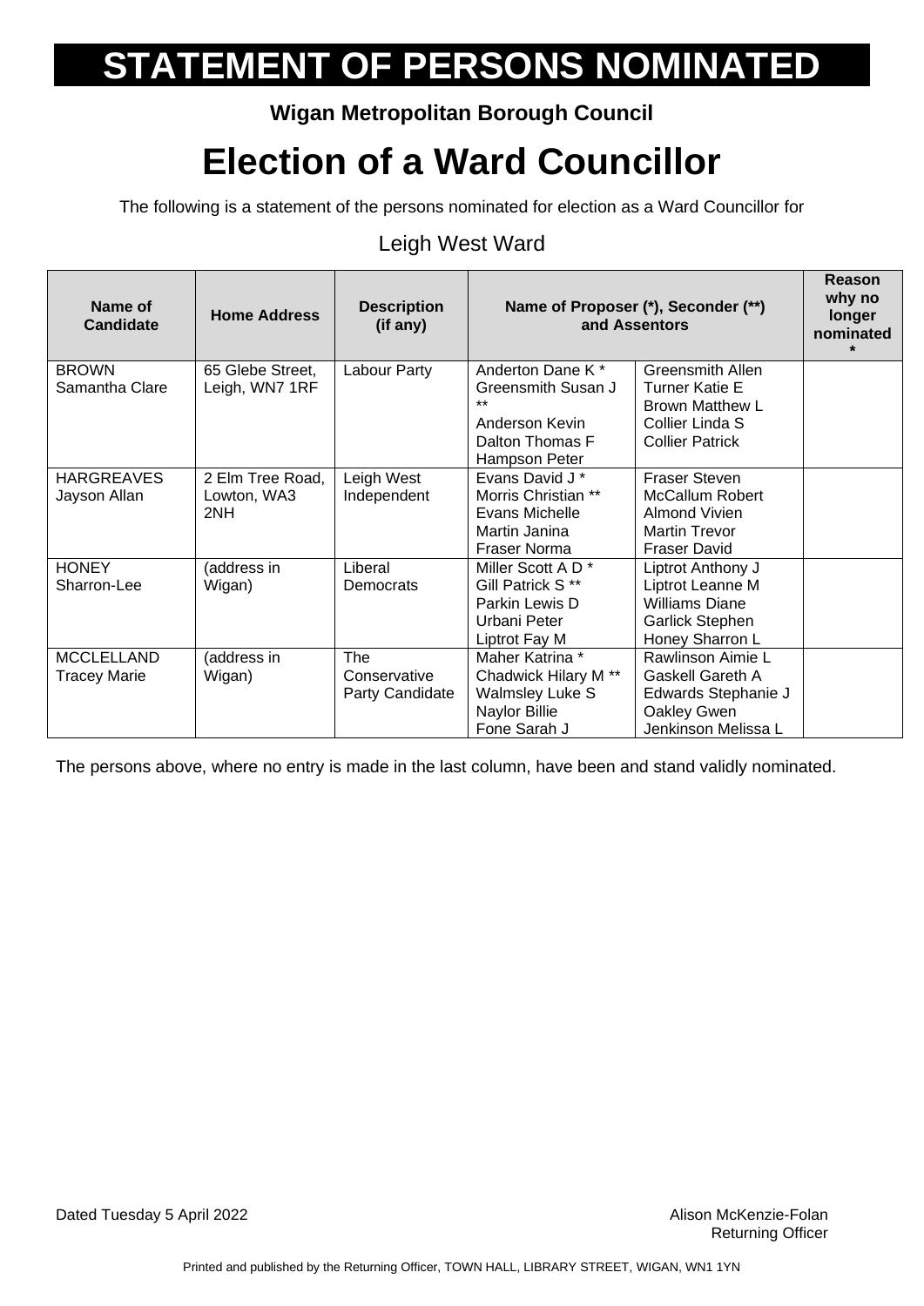# STATEMENT OF PERSONS NOMINATED

**Wigan Metropolitan Borough Council**

# Election of a Ward Councillor

The following is a statement of the persons nominated for election as a Ward Councillor for

Leigh West Ward

| Name of Candidate | Home Address | Description (if any) | Name of Proposer (*), Seconder (**) and Assentors | | Reason why no longer nominated* |
|---|---|---|---|---|---|
| BROWN Samantha Clare | 65 Glebe Street, Leigh, WN7 1RF | Labour Party | Anderton Dane K * Greensmith Susan J ** Anderson Kevin Dalton Thomas F Hampson Peter | Greensmith Allen Turner Katie E Brown Matthew L Collier Linda S Collier Patrick | |
| HARGREAVES Jayson Allan | 2 Elm Tree Road, Lowton, WA3 2NH | Leigh West Independent | Evans David J * Morris Christian ** Evans Michelle Martin Janina Fraser Norma | Fraser Steven McCallum Robert Almond Vivien Martin Trevor Fraser David | |
| HONEY Sharron-Lee | (address in Wigan) | Liberal Democrats | Miller Scott A D * Gill Patrick S ** Parkin Lewis D Urbani Peter Liptrot Fay M | Liptrot Anthony J Liptrot Leanne M Williams Diane Garlick Stephen Honey Sharron L | |
| MCCLELLAND Tracey Marie | (address in Wigan) | The Conservative Party Candidate | Maher Katrina * Chadwick Hilary M ** Walmsley Luke S Naylor Billie Fone Sarah J | Rawlinson Aimie L Gaskell Gareth A Edwards Stephanie J Oakley Gwen Jenkinson Melissa L | |

The persons above, where no entry is made in the last column, have been and stand validly nominated.

Dated Tuesday 5 April 2022

Alison McKenzie-Folan
Returning Officer

Printed and published by the Returning Officer, TOWN HALL, LIBRARY STREET, WIGAN, WN1 1YN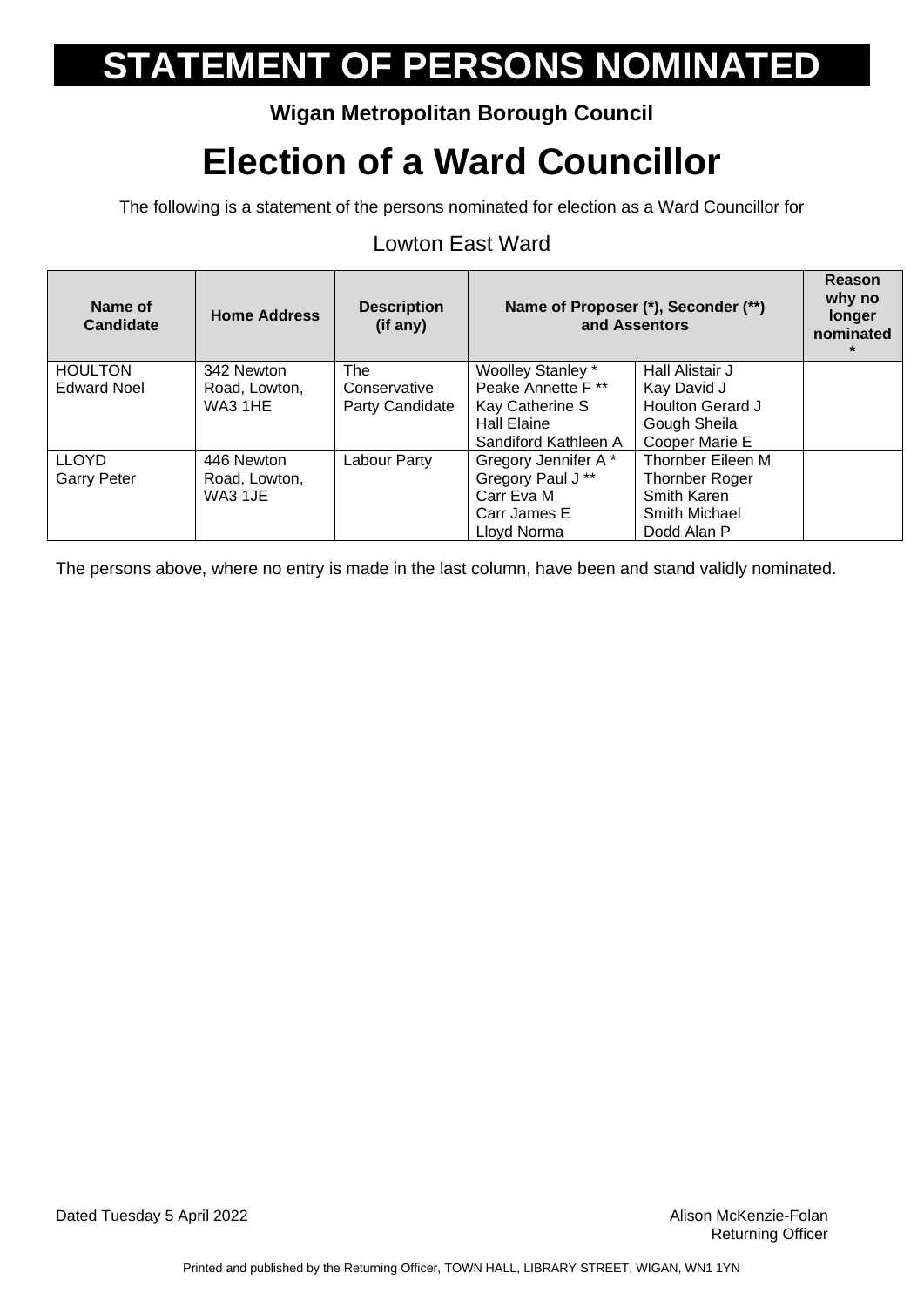# STATEMENT OF PERSONS NOMINATED

**Wigan Metropolitan Borough Council**

# Election of a Ward Councillor

The following is a statement of the persons nominated for election as a Ward Councillor for

Lowton East Ward

| Name of Candidate | Home Address | Description (if any) | Name of Proposer (*), Seconder (**) and Assentors | | Reason why no longer nominated * |
|---|---|---|---|---|---|
| HOULTON Edward Noel | 342 Newton Road, Lowton, WA3 1HE | The Conservative Party Candidate | Woolley Stanley * Peake Annette F ** Kay Catherine S Hall Elaine Sandiford Kathleen A | Hall Alistair J Kay David J Houlton Gerard J Gough Sheila Cooper Marie E | |
| LLOYD Garry Peter | 446 Newton Road, Lowton, WA3 1JE | Labour Party | Gregory Jennifer A * Gregory Paul J ** Carr Eva M Carr James E Lloyd Norma | Thornber Eileen M Thornber Roger Smith Karen Smith Michael Dodd Alan P | |

The persons above, where no entry is made in the last column, have been and stand validly nominated.

Dated Tuesday 5 April 2022

Alison McKenzie-Folan
Returning Officer

Printed and published by the Returning Officer, TOWN HALL, LIBRARY STREET, WIGAN, WN1 1YN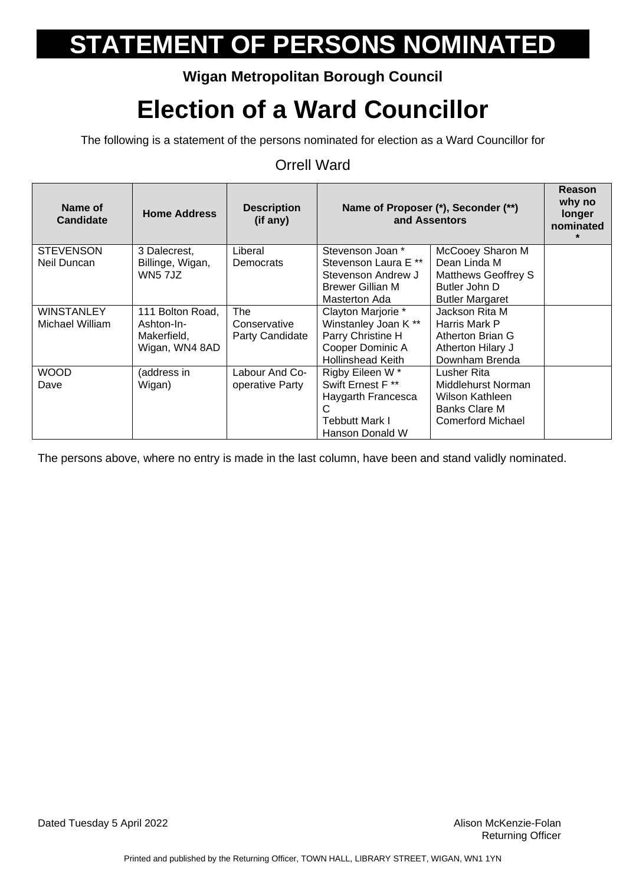# STATEMENT OF PERSONS NOMINATED

**Wigan Metropolitan Borough Council**

# Election of a Ward Councillor

The following is a statement of the persons nominated for election as a Ward Councillor for

## Orrell Ward

| Name of Candidate | Home Address | Description (if any) | Name of Proposer (*), Seconder (**) and Assentors | | Reason why no longer nominated * |
|---|---|---|---|---|---|
| STEVENSON Neil Duncan | 3 Dalecrest, Billinge, Wigan, WN5 7JZ | Liberal Democrats | Stevenson Joan * Stevenson Laura E ** Stevenson Andrew J Brewer Gillian M Masterton Ada | McCooey Sharon M Dean Linda M Matthews Geoffrey S Butler John D Butler Margaret | |
| WINSTANLEY Michael William | 111 Bolton Road, Ashton-In-Makerfield, Wigan, WN4 8AD | The Conservative Party Candidate | Clayton Marjorie * Winstanley Joan K ** Parry Christine H Cooper Dominic A Hollinshead Keith | Jackson Rita M Harris Mark P Atherton Brian G Atherton Hilary J Downham Brenda | |
| WOOD Dave | (address in Wigan) | Labour And Co-operative Party | Rigby Eileen W * Swift Ernest F ** Haygarth Francesca C Tebbutt Mark I Hanson Donald W | Lusher Rita Middlehurst Norman Wilson Kathleen Banks Clare M Comerford Michael | |

The persons above, where no entry is made in the last column, have been and stand validly nominated.

Dated Tuesday 5 April 2022

Alison McKenzie-Folan
Returning Officer

Printed and published by the Returning Officer, TOWN HALL, LIBRARY STREET, WIGAN, WN1 1YN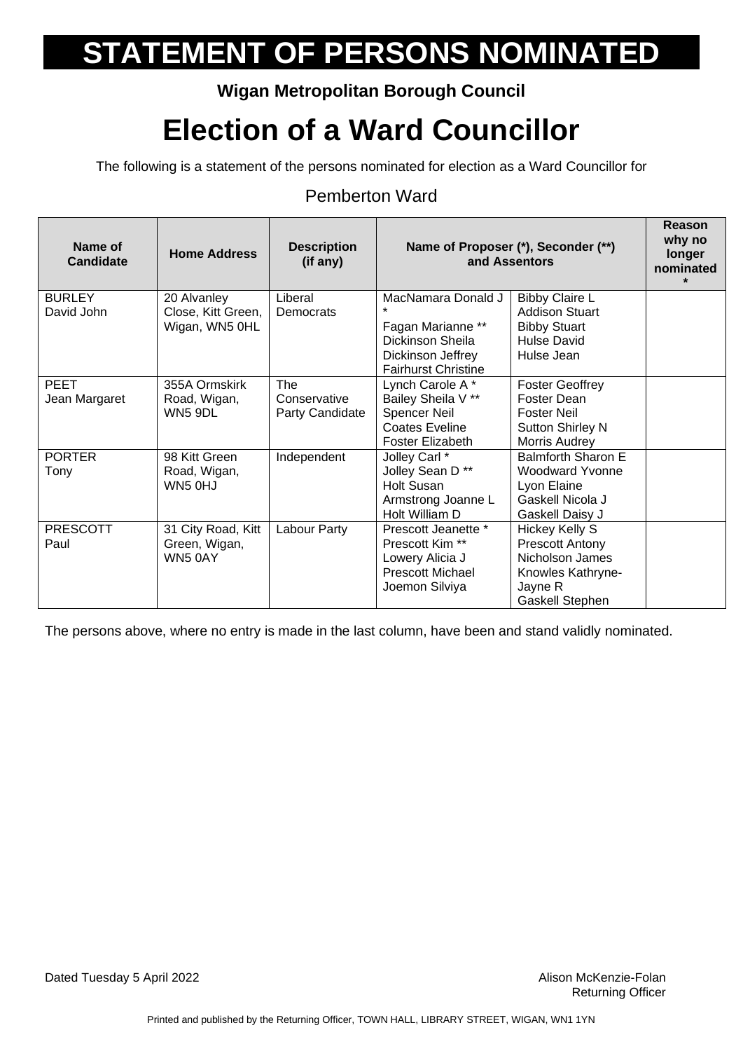# STATEMENT OF PERSONS NOMINATED

**Wigan Metropolitan Borough Council**

# Election of a Ward Councillor

The following is a statement of the persons nominated for election as a Ward Councillor for

## Pemberton Ward

| Name of Candidate | Home Address | Description (if any) | Name of Proposer (*), Seconder (**) and Assentors | | Reason why no longer nominated * |
|---|---|---|---|---|---|
| BURLEY David John | 20 Alvanley Close, Kitt Green, Wigan, WN5 0HL | Liberal Democrats | MacNamara Donald J * Fagan Marianne ** Dickinson Sheila Dickinson Jeffrey Fairhurst Christine | Bibby Claire L Addison Stuart Bibby Stuart Hulse David Hulse Jean | |
| PEET Jean Margaret | 355A Ormskirk Road, Wigan, WN5 9DL | The Conservative Party Candidate | Lynch Carole A * Bailey Sheila V ** Spencer Neil Coates Eveline Foster Elizabeth | Foster Geoffrey Foster Dean Foster Neil Sutton Shirley N Morris Audrey | |
| PORTER Tony | 98 Kitt Green Road, Wigan, WN5 0HJ | Independent | Jolley Carl * Jolley Sean D ** Holt Susan Armstrong Joanne L Holt William D | Balmforth Sharon E Woodward Yvonne Lyon Elaine Gaskell Nicola J Gaskell Daisy J | |
| PRESCOTT Paul | 31 City Road, Kitt Green, Wigan, WN5 0AY | Labour Party | Prescott Jeanette * Prescott Kim ** Lowery Alicia J Prescott Michael Joemon Silviya | Hickey Kelly S Prescott Antony Nicholson James Knowles Kathryne-Jayne R Gaskell Stephen | |

The persons above, where no entry is made in the last column, have been and stand validly nominated.

Dated Tuesday 5 April 2022

Alison McKenzie-Folan
Returning Officer

Printed and published by the Returning Officer, TOWN HALL, LIBRARY STREET, WIGAN, WN1 1YN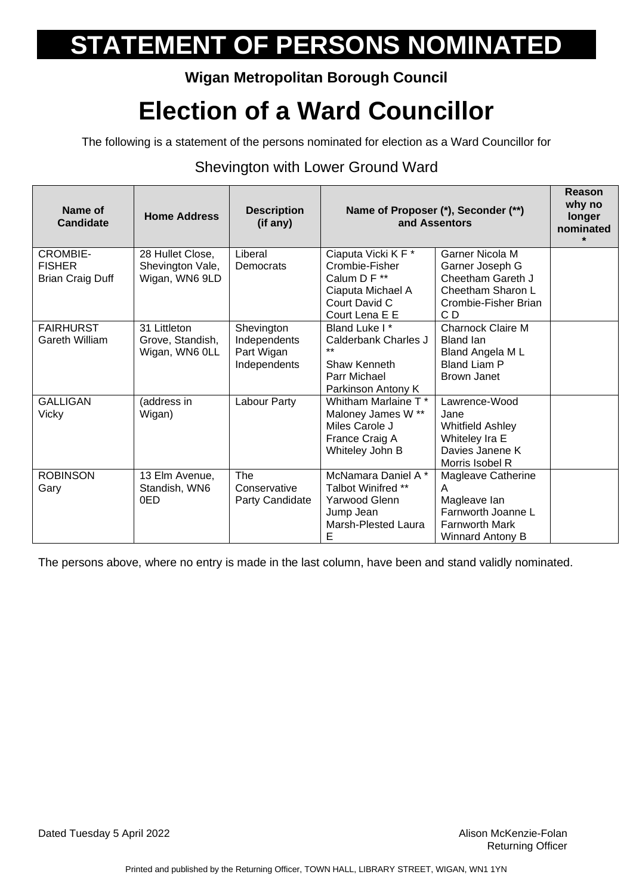# STATEMENT OF PERSONS NOMINATED

**Wigan Metropolitan Borough Council**

# Election of a Ward Councillor

The following is a statement of the persons nominated for election as a Ward Councillor for

## Shevington with Lower Ground Ward

| Name of Candidate | Home Address | Description (if any) | Name of Proposer (*), Seconder (**) and Assentors | | Reason why no longer nominated * |
|---|---|---|---|---|---|
| CROMBIE-FISHER Brian Craig Duff | 28 Hullet Close, Shevington Vale, Wigan, WN6 9LD | Liberal Democrats | Ciaputa Vicki K F * <br> Crombie-Fisher Calum D F ** <br> Ciaputa Michael A <br> Court David C <br> Court Lena E E | Garner Nicola M <br> Garner Joseph G <br> Cheetham Gareth J <br> Cheetham Sharon L <br> Crombie-Fisher Brian C D | |
| FAIRHURST Gareth William | 31 Littleton Grove, Standish, Wigan, WN6 0LL | Shevington Independents Part Wigan Independents | Bland Luke I * <br> Calderbank Charles J ** <br> Shaw Kenneth <br> Parr Michael <br> Parkinson Antony K | Charnock Claire M <br> Bland Ian <br> Bland Angela M L <br> Bland Liam P <br> Brown Janet | |
| GALLIGAN Vicky | (address in Wigan) | Labour Party | Whitham Marlaine T * <br> Maloney James W ** <br> Miles Carole J <br> France Craig A <br> Whiteley John B | Lawrence-Wood Jane <br> Whitfield Ashley <br> Whiteley Ira E <br> Davies Janene K <br> Morris Isobel R | |
| ROBINSON Gary | 13 Elm Avenue, Standish, WN6 0ED | The Conservative Party Candidate | McNamara Daniel A * <br> Talbot Winifred ** <br> Yarwood Glenn <br> Jump Jean <br> Marsh-Plested Laura E | Magleave Catherine A <br> Magleave Ian <br> Farnworth Joanne L <br> Farnworth Mark <br> Winnard Antony B | |

The persons above, where no entry is made in the last column, have been and stand validly nominated.

Dated Tuesday 5 April 2022

Alison McKenzie-Folan
Returning Officer

Printed and published by the Returning Officer, TOWN HALL, LIBRARY STREET, WIGAN, WN1 1YN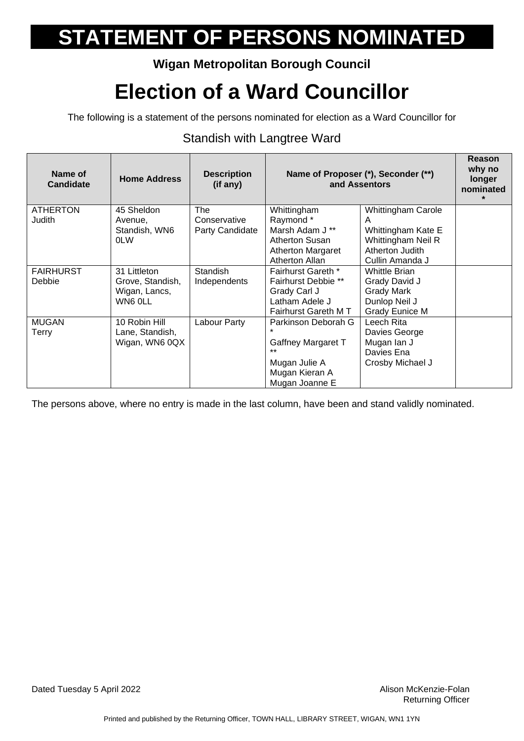# STATEMENT OF PERSONS NOMINATED

**Wigan Metropolitan Borough Council**

# Election of a Ward Councillor

The following is a statement of the persons nominated for election as a Ward Councillor for

## Standish with Langtree Ward

| Name of Candidate | Home Address | Description (if any) | Name of Proposer (*), Seconder (**) and Assentors | | Reason why no longer nominated * |
|---|---|---|---|---|---|
| ATHERTON Judith | 45 Sheldon Avenue, Standish, WN6 0LW | The Conservative Party Candidate | Whittingham Raymond * <br> Marsh Adam J ** <br> Atherton Susan <br> Atherton Margaret <br> Atherton Allan | Whittingham Carole A <br> Whittingham Kate E <br> Whittingham Neil R <br> Atherton Judith <br> Cullin Amanda J | |
| FAIRHURST Debbie | 31 Littleton Grove, Standish, Wigan, Lancs, WN6 0LL | Standish Independents | Fairhurst Gareth * <br> Fairhurst Debbie ** <br> Grady Carl J <br> Latham Adele J <br> Fairhurst Gareth M T | Whittle Brian <br> Grady David J <br> Grady Mark <br> Dunlop Neil J <br> Grady Eunice M | |
| MUGAN Terry | 10 Robin Hill Lane, Standish, Wigan, WN6 0QX | Labour Party | Parkinson Deborah G * <br> Gaffney Margaret T ** <br> Mugan Julie A <br> Mugan Kieran A <br> Mugan Joanne E | Leech Rita <br> Davies George <br> Mugan Ian J <br> Davies Ena <br> Crosby Michael J | |

The persons above, where no entry is made in the last column, have been and stand validly nominated.

Dated Tuesday 5 April 2022

Alison McKenzie-Folan
Returning Officer

Printed and published by the Returning Officer, TOWN HALL, LIBRARY STREET, WIGAN, WN1 1YN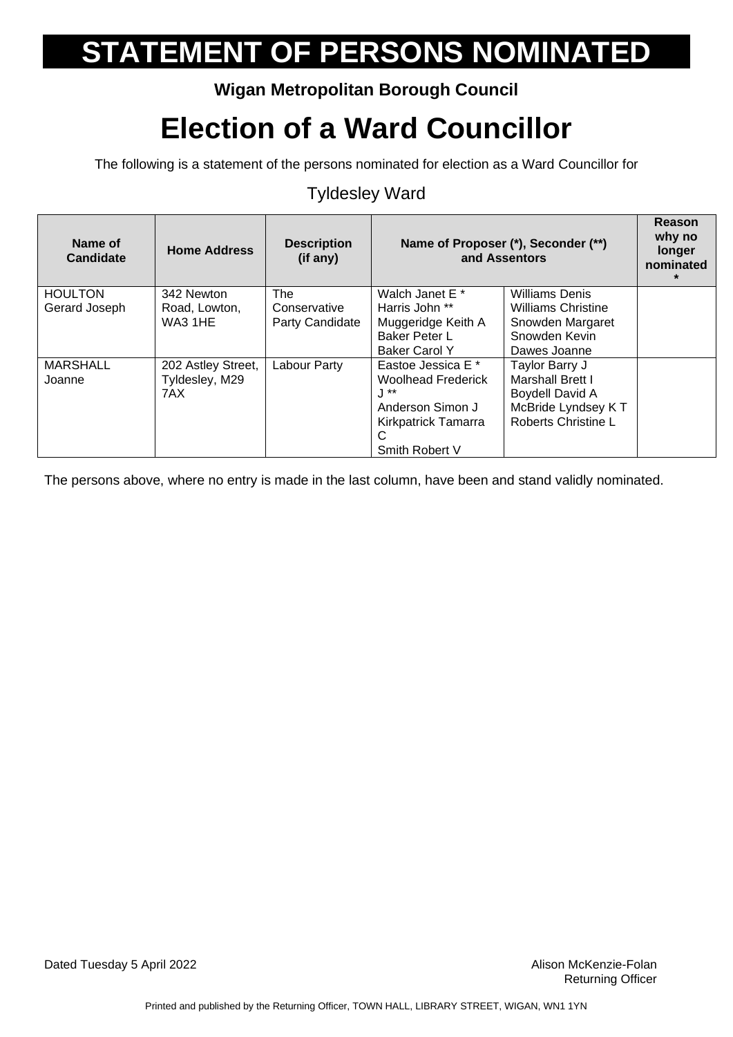# STATEMENT OF PERSONS NOMINATED

**Wigan Metropolitan Borough Council**

# Election of a Ward Councillor

The following is a statement of the persons nominated for election as a Ward Councillor for

Tyldesley Ward

| Name of Candidate | Home Address | Description (if any) | Name of Proposer (*), Seconder (**) and Assentors | | Reason why no longer nominated * |
|---|---|---|---|---|---|
| HOULTON Gerard Joseph | 342 Newton Road, Lowton, WA3 1HE | The Conservative Party Candidate | Walch Janet E *<br>Harris John **<br>Muggeridge Keith A<br>Baker Peter L<br>Baker Carol Y | Williams Denis<br>Williams Christine<br>Snowden Margaret<br>Snowden Kevin<br>Dawes Joanne | |
| MARSHALL Joanne | 202 Astley Street, Tyldesley, M29 7AX | Labour Party | Eastoe Jessica E *<br>Woolhead Frederick J **<br>Anderson Simon J<br>Kirkpatrick Tamarra C<br>Smith Robert V | Taylor Barry J<br>Marshall Brett I<br>Boydell David A<br>McBride Lyndsey K T<br>Roberts Christine L | |

The persons above, where no entry is made in the last column, have been and stand validly nominated.

Dated Tuesday 5 April 2022

Alison McKenzie-Folan
Returning Officer

Printed and published by the Returning Officer, TOWN HALL, LIBRARY STREET, WIGAN, WN1 1YN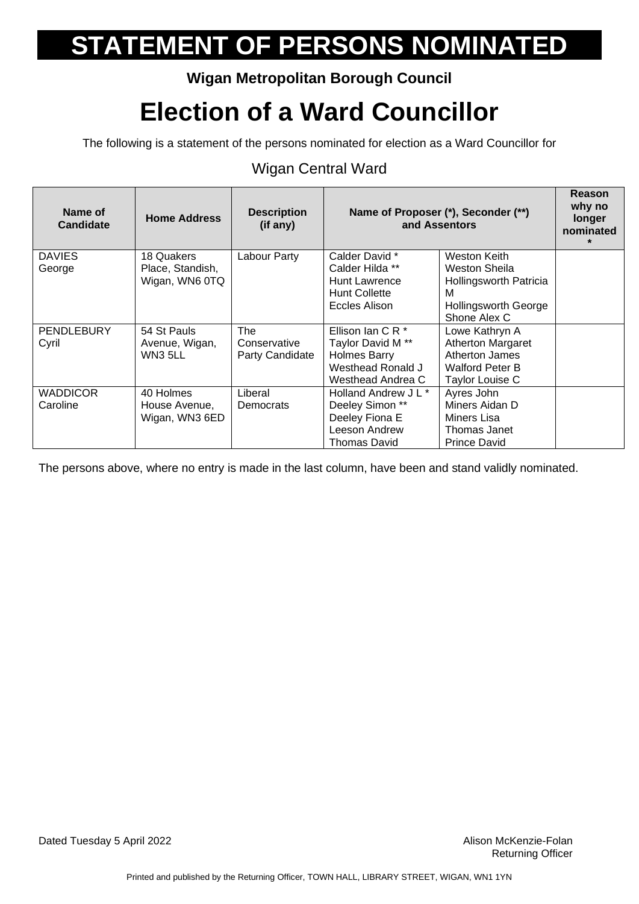# STATEMENT OF PERSONS NOMINATED

**Wigan Metropolitan Borough Council**

# Election of a Ward Councillor

The following is a statement of the persons nominated for election as a Ward Councillor for

Wigan Central Ward

| Name of Candidate | Home Address | Description (if any) | Name of Proposer (*), Seconder (**) and Assentors | | Reason why no longer nominated * |
|---|---|---|---|---|---|
| DAVIES George | 18 Quakers Place, Standish, Wigan, WN6 0TQ | Labour Party | Calder David * Calder Hilda ** Hunt Lawrence Hunt Collette Eccles Alison | Weston Keith Weston Sheila Hollingsworth Patricia M Hollingsworth George Shone Alex C | |
| PENDLEBURY Cyril | 54 St Pauls Avenue, Wigan, WN3 5LL | The Conservative Party Candidate | Ellison Ian C R * Taylor David M ** Holmes Barry Westhead Ronald J Westhead Andrea C | Lowe Kathryn A Atherton Margaret Atherton James Walford Peter B Taylor Louise C | |
| WADDICOR Caroline | 40 Holmes House Avenue, Wigan, WN3 6ED | Liberal Democrats | Holland Andrew J L * Deeley Simon ** Deeley Fiona E Leeson Andrew Thomas David | Ayres John Miners Aidan D Miners Lisa Thomas Janet Prince David | |

The persons above, where no entry is made in the last column, have been and stand validly nominated.

Dated Tuesday 5 April 2022

Alison McKenzie-Folan
Returning Officer

Printed and published by the Returning Officer, TOWN HALL, LIBRARY STREET, WIGAN, WN1 1YN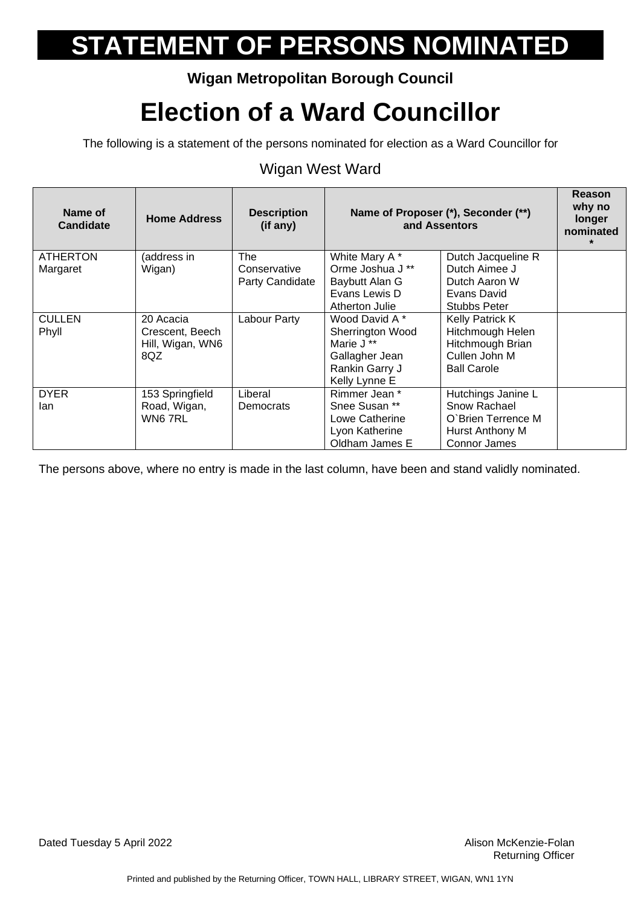# STATEMENT OF PERSONS NOMINATED

**Wigan Metropolitan Borough Council**

# Election of a Ward Councillor

The following is a statement of the persons nominated for election as a Ward Councillor for

## Wigan West Ward

| Name of Candidate | Home Address | Description (if any) | Name of Proposer (*), Seconder (**) and Assentors | | Reason why no longer nominated * |
|---|---|---|---|---|---|
| ATHERTON Margaret | (address in Wigan) | The Conservative Party Candidate | White Mary A * <br> Orme Joshua J ** <br> Baybutt Alan G <br> Evans Lewis D <br> Atherton Julie | Dutch Jacqueline R <br> Dutch Aimee J <br> Dutch Aaron W <br> Evans David <br> Stubbs Peter | |
| CULLEN Phyll | 20 Acacia Crescent, Beech Hill, Wigan, WN6 8QZ | Labour Party | Wood David A * <br> Sherrington Wood Marie J ** <br> Gallagher Jean <br> Rankin Garry J <br> Kelly Lynne E | Kelly Patrick K <br> Hitchmough Helen <br> Hitchmough Brian <br> Cullen John M <br> Ball Carole | |
| DYER Ian | 153 Springfield Road, Wigan, WN6 7RL | Liberal Democrats | Rimmer Jean * <br> Snee Susan ** <br> Lowe Catherine <br> Lyon Katherine <br> Oldham James E | Hutchings Janine L <br> Snow Rachael <br> O`Brien Terrence M <br> Hurst Anthony M <br> Connor James | |

The persons above, where no entry is made in the last column, have been and stand validly nominated.

Dated Tuesday 5 April 2022

Alison McKenzie-Folan
Returning Officer

Printed and published by the Returning Officer, TOWN HALL, LIBRARY STREET, WIGAN, WN1 1YN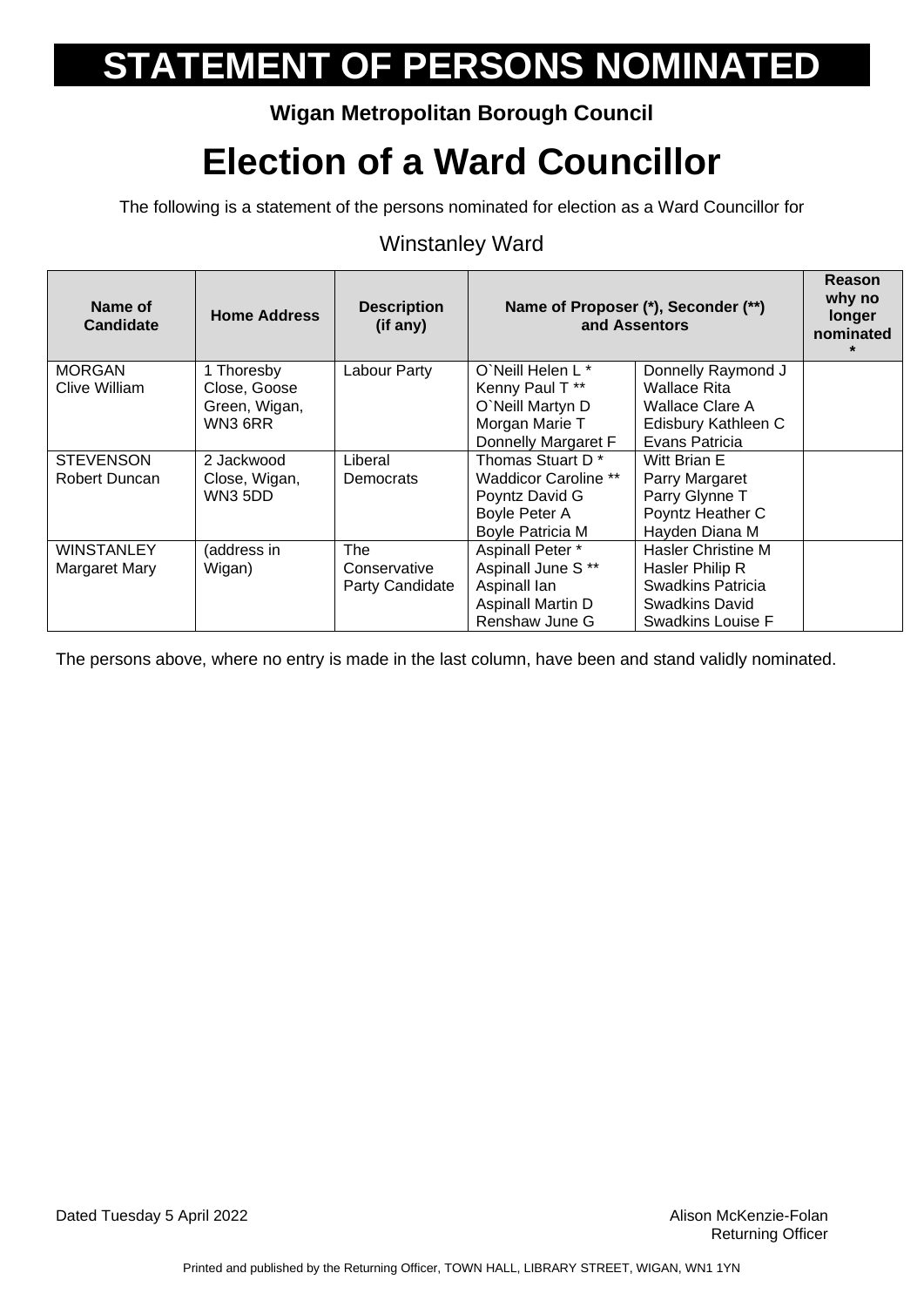# STATEMENT OF PERSONS NOMINATED

**Wigan Metropolitan Borough Council**

# Election of a Ward Councillor

The following is a statement of the persons nominated for election as a Ward Councillor for

## Winstanley Ward

| Name of Candidate | Home Address | Description (if any) | Name of Proposer (*), Seconder (**) and Assentors | | Reason why no longer nominated * |
|---|---|---|---|---|---|
| MORGAN Clive William | 1 Thoresby Close, Goose Green, Wigan, WN3 6RR | Labour Party | O`Neill Helen L * Kenny Paul T ** O`Neill Martyn D Morgan Marie T Donnelly Margaret F | Donnelly Raymond J Wallace Rita Wallace Clare A Edisbury Kathleen C Evans Patricia | |
| STEVENSON Robert Duncan | 2 Jackwood Close, Wigan, WN3 5DD | Liberal Democrats | Thomas Stuart D * Waddicor Caroline ** Poyntz David G Boyle Peter A Boyle Patricia M | Witt Brian E Parry Margaret Parry Glynne T Poyntz Heather C Hayden Diana M | |
| WINSTANLEY Margaret Mary | (address in Wigan) | The Conservative Party Candidate | Aspinall Peter * Aspinall June S ** Aspinall Ian Aspinall Martin D Renshaw June G | Hasler Christine M Hasler Philip R Swadkins Patricia Swadkins David Swadkins Louise F | |

The persons above, where no entry is made in the last column, have been and stand validly nominated.

Dated Tuesday 5 April 2022

Alison McKenzie-Folan
Returning Officer

Printed and published by the Returning Officer, TOWN HALL, LIBRARY STREET, WIGAN, WN1 1YN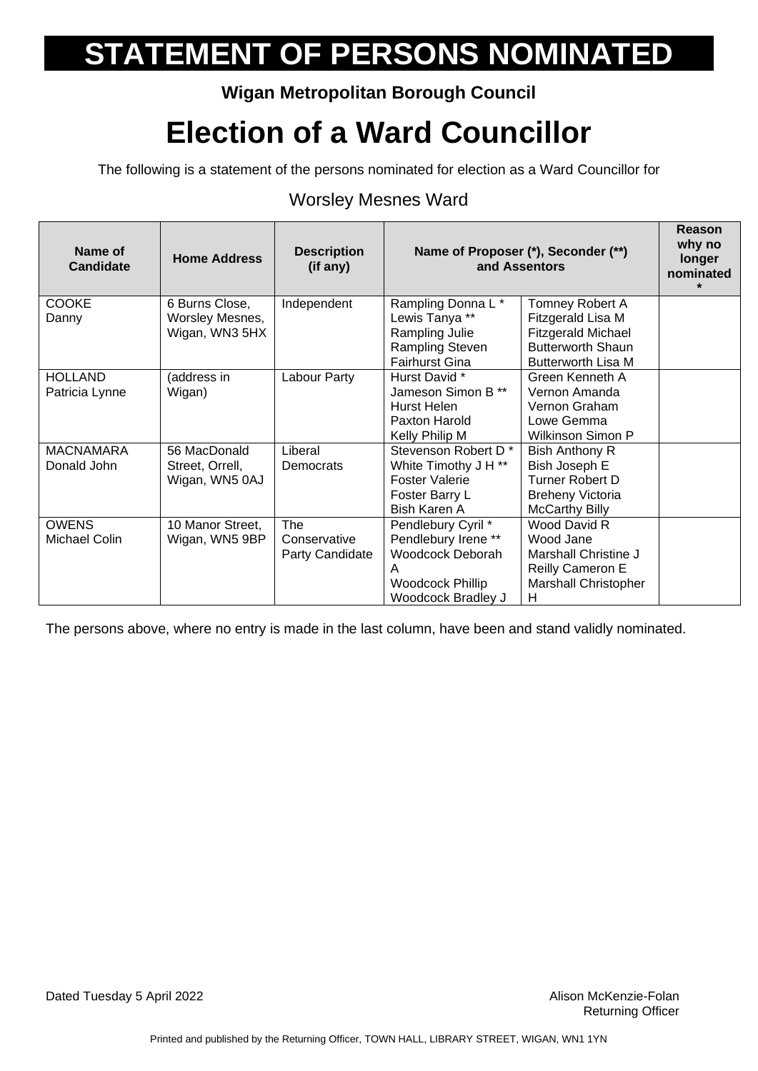# STATEMENT OF PERSONS NOMINATED

**Wigan Metropolitan Borough Council**

# Election of a Ward Councillor

The following is a statement of the persons nominated for election as a Ward Councillor for

## Worsley Mesnes Ward

| Name of Candidate | Home Address | Description (if any) | Name of Proposer (*), Seconder (**) and Assentors | | Reason why no longer nominated * |
|---|---|---|---|---|---|
| COOKE<br>Danny | 6 Burns Close, Worsley Mesnes, Wigan, WN3 5HX | Independent | Rampling Donna L *<br>Lewis Tanya **<br>Rampling Julie<br>Rampling Steven<br>Fairhurst Gina | Tomney Robert A<br>Fitzgerald Lisa M<br>Fitzgerald Michael<br>Butterworth Shaun<br>Butterworth Lisa M | |
| HOLLAND<br>Patricia Lynne | (address in Wigan) | Labour Party | Hurst David *<br>Jameson Simon B **<br>Hurst Helen<br>Paxton Harold<br>Kelly Philip M | Green Kenneth A<br>Vernon Amanda<br>Vernon Graham<br>Lowe Gemma<br>Wilkinson Simon P | |
| MACNAMARA<br>Donald John | 56 MacDonald Street, Orrell, Wigan, WN5 0AJ | Liberal Democrats | Stevenson Robert D *<br>White Timothy J H **<br>Foster Valerie<br>Foster Barry L<br>Bish Karen A | Bish Anthony R<br>Bish Joseph E<br>Turner Robert D<br>Breheny Victoria<br>McCarthy Billy | |
| OWENS<br>Michael Colin | 10 Manor Street, Wigan, WN5 9BP | The Conservative Party Candidate | Pendlebury Cyril *<br>Pendlebury Irene **<br>Woodcock Deborah A<br>Woodcock Phillip<br>Woodcock Bradley J | Wood David R<br>Wood Jane<br>Marshall Christine J<br>Reilly Cameron E<br>Marshall Christopher H | |

The persons above, where no entry is made in the last column, have been and stand validly nominated.

Dated Tuesday 5 April 2022

Alison McKenzie-Folan
Returning Officer

Printed and published by the Returning Officer, TOWN HALL, LIBRARY STREET, WIGAN, WN1 1YN